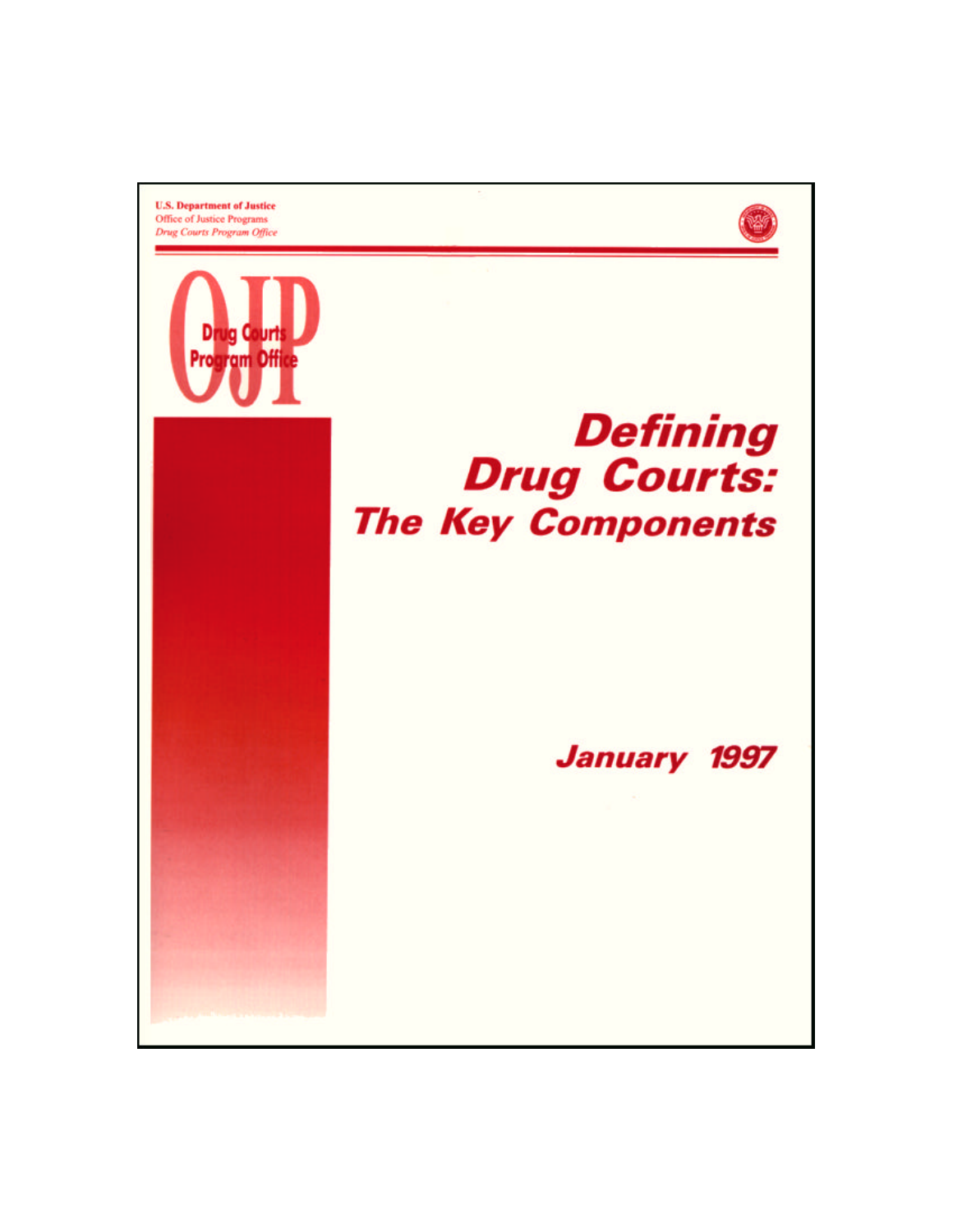U.S. Department of Justice
Office of Justice Programs
*Drug Courts Program Office*

OJP Drug Courts Program Office

# Defining Drug Courts: The Key Components

## January 1997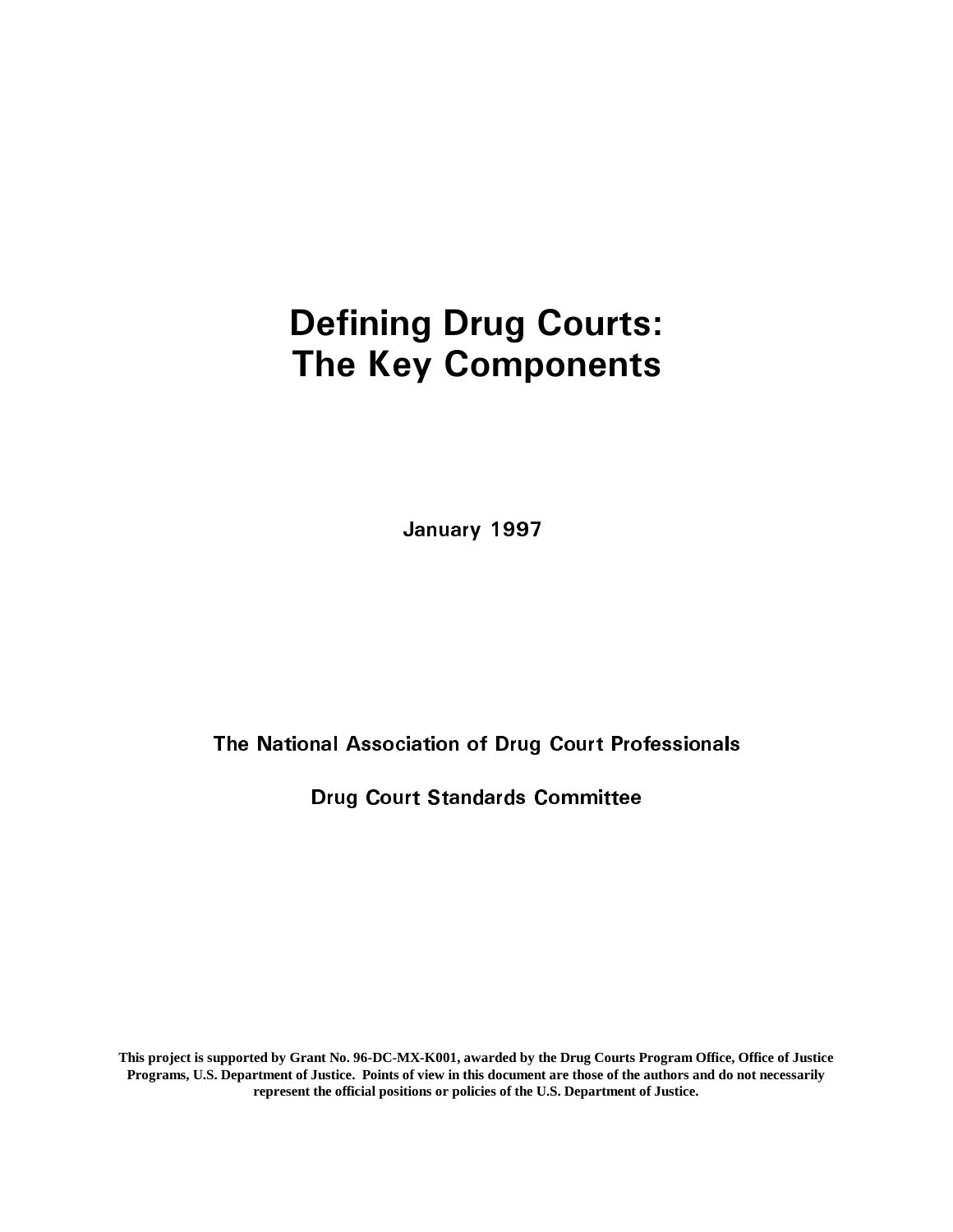# Defining Drug Courts: The Key Components

January 1997

The National Association of Drug Court Professionals

Drug Court Standards Committee

**This project is supported by Grant No. 96-DC-MX-K001, awarded by the Drug Courts Program Office, Office of Justice Programs, U.S. Department of Justice. Points of view in this document are those of the authors and do not necessarily represent the official positions or policies of the U.S. Department of Justice.**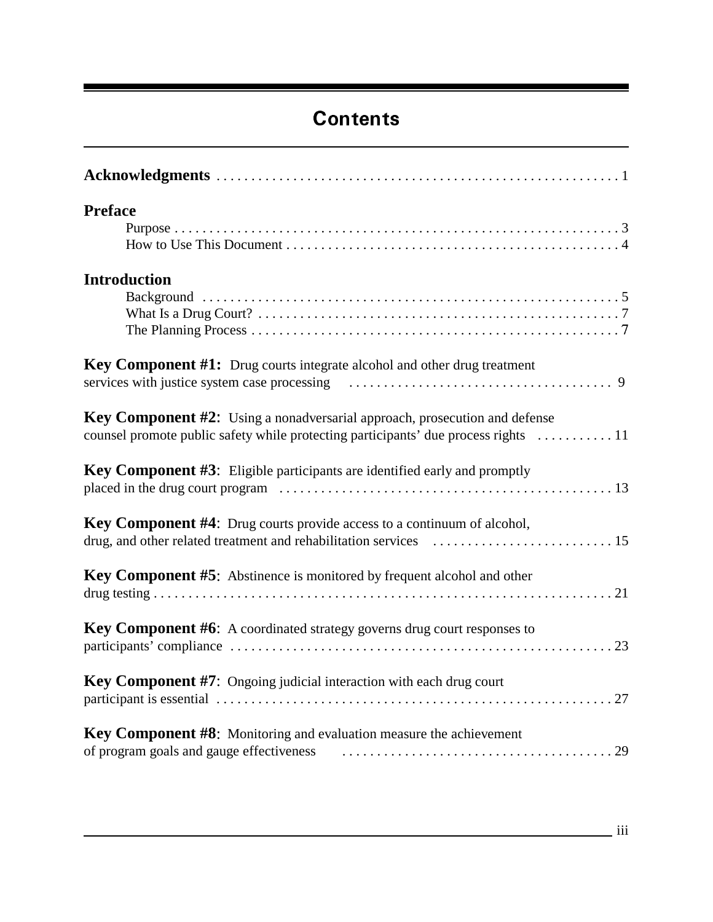# Contents

**Acknowledgments** . . . . . . . . . . . . . . . . . . . . . . . . . . . . . . . . . . . . . . . . . . . . . . . . . . . . . . . . . 1

**Preface**

- Purpose . . . . . . . . . . . . . . . . . . . . . . . . . . . . . . . . . . . . . . . . . . . . . . . . . . . . . . . . . . . . . . . . . 3
- How to Use This Document . . . . . . . . . . . . . . . . . . . . . . . . . . . . . . . . . . . . . . . . . . . . . . . 4

**Introduction**

- Background . . . . . . . . . . . . . . . . . . . . . . . . . . . . . . . . . . . . . . . . . . . . . . . . . . . . . . . . . . . . 5
- What Is a Drug Court? . . . . . . . . . . . . . . . . . . . . . . . . . . . . . . . . . . . . . . . . . . . . . . . . . . . . 7
- The Planning Process . . . . . . . . . . . . . . . . . . . . . . . . . . . . . . . . . . . . . . . . . . . . . . . . . . . . . 7

**Key Component #1:** Drug courts integrate alcohol and other drug treatment services with justice system case processing . . . . . . . . . . . . . . . . . . . . . . . . . . . . . . . . . . . . . 9

**Key Component #2**: Using a nonadversarial approach, prosecution and defense counsel promote public safety while protecting participants' due process rights . . . . . . . . . . . 11

**Key Component #3**: Eligible participants are identified early and promptly placed in the drug court program . . . . . . . . . . . . . . . . . . . . . . . . . . . . . . . . . . . . . . . . . . . . . . . . 13

**Key Component #4**: Drug courts provide access to a continuum of alcohol, drug, and other related treatment and rehabilitation services . . . . . . . . . . . . . . . . . . . . . . . . . . 15

**Key Component #5**: Abstinence is monitored by frequent alcohol and other drug testing . . . . . . . . . . . . . . . . . . . . . . . . . . . . . . . . . . . . . . . . . . . . . . . . . . . . . . . . . . . . . . . . . 21

**Key Component #6**: A coordinated strategy governs drug court responses to participants' compliance . . . . . . . . . . . . . . . . . . . . . . . . . . . . . . . . . . . . . . . . . . . . . . . . . . . . . . 23

**Key Component #7**: Ongoing judicial interaction with each drug court participant is essential . . . . . . . . . . . . . . . . . . . . . . . . . . . . . . . . . . . . . . . . . . . . . . . . . . . . . . . . . 27

**Key Component #8**: Monitoring and evaluation measure the achievement of program goals and gauge effectiveness . . . . . . . . . . . . . . . . . . . . . . . . . . . . . . . . . . . . . . . 29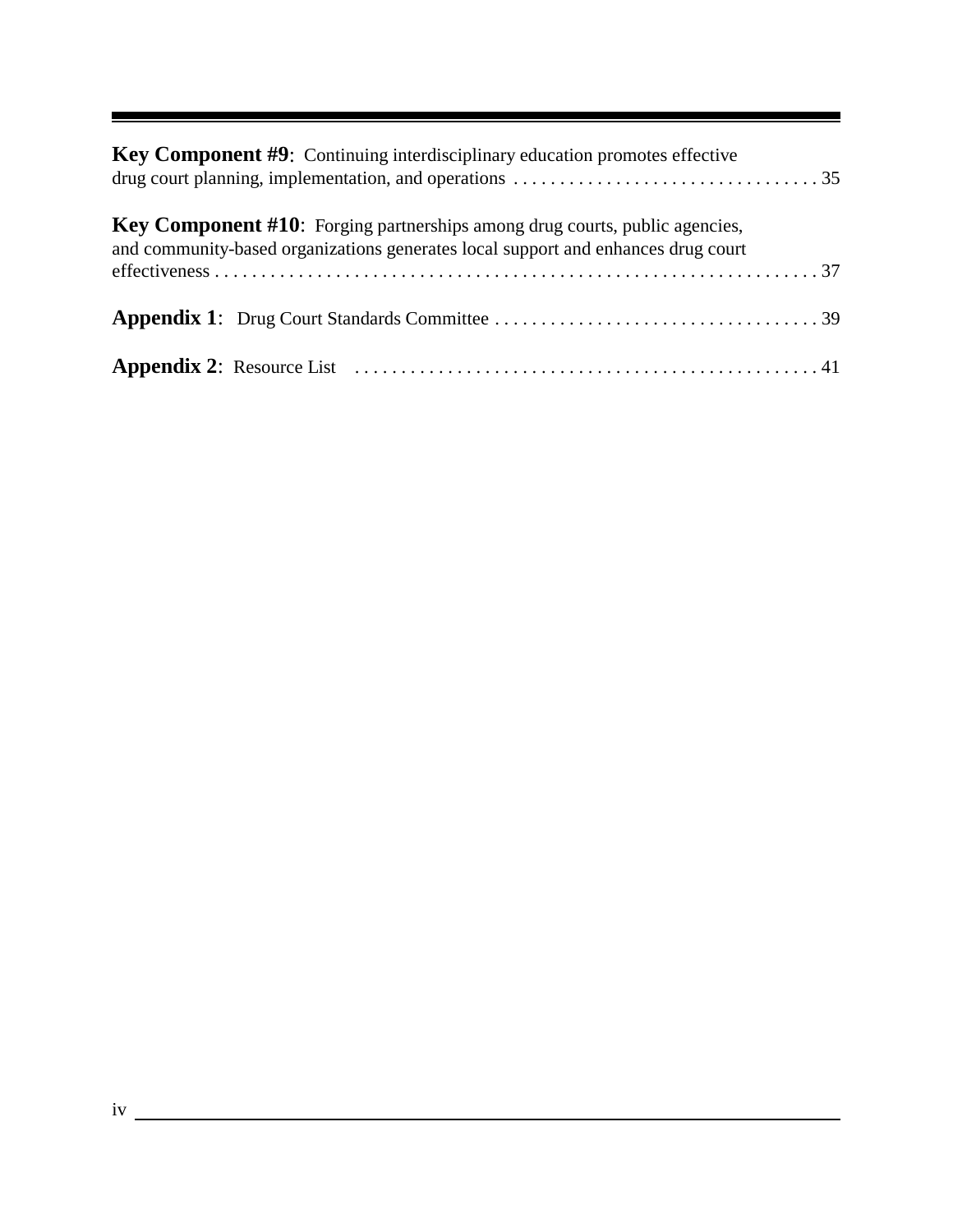**Key Component #9**: Continuing interdisciplinary education promotes effective drug court planning, implementation, and operations . . . . . . . . . . . . . . . . . . . . . . . . . . . . . . . . . 35

**Key Component #10**: Forging partnerships among drug courts, public agencies, and community-based organizations generates local support and enhances drug court effectiveness . . . . . . . . . . . . . . . . . . . . . . . . . . . . . . . . . . . . . . . . . . . . . . . . . . . . . . . . . . . . . 37

**Appendix 1**: Drug Court Standards Committee . . . . . . . . . . . . . . . . . . . . . . . . . . . . . . . . . . . 39

**Appendix 2**: Resource List . . . . . . . . . . . . . . . . . . . . . . . . . . . . . . . . . . . . . . . . . . . . . . . . . . 41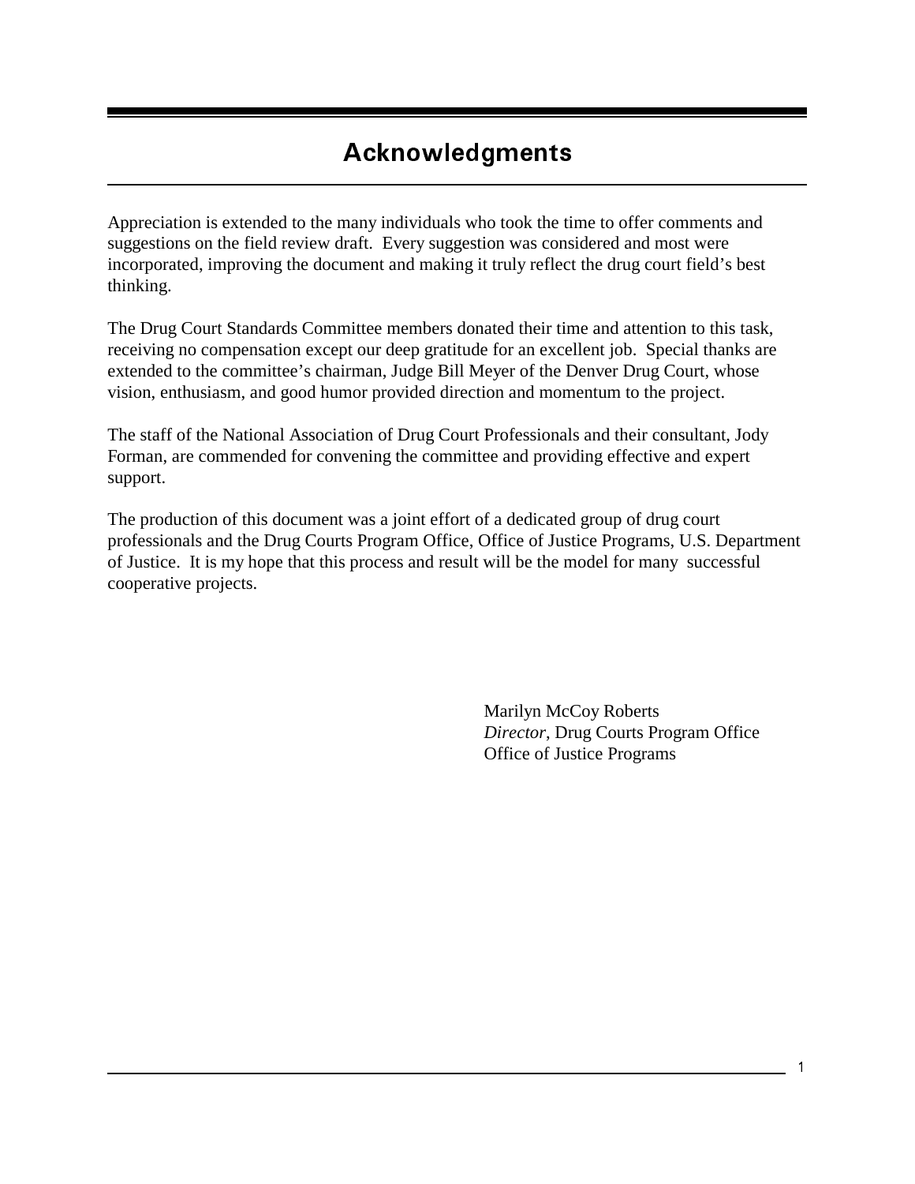# Acknowledgments

Appreciation is extended to the many individuals who took the time to offer comments and suggestions on the field review draft. Every suggestion was considered and most were incorporated, improving the document and making it truly reflect the drug court field's best thinking.

The Drug Court Standards Committee members donated their time and attention to this task, receiving no compensation except our deep gratitude for an excellent job. Special thanks are extended to the committee's chairman, Judge Bill Meyer of the Denver Drug Court, whose vision, enthusiasm, and good humor provided direction and momentum to the project.

The staff of the National Association of Drug Court Professionals and their consultant, Jody Forman, are commended for convening the committee and providing effective and expert support.

The production of this document was a joint effort of a dedicated group of drug court professionals and the Drug Courts Program Office, Office of Justice Programs, U.S. Department of Justice. It is my hope that this process and result will be the model for many successful cooperative projects.

Marilyn McCoy Roberts
*Director*, Drug Courts Program Office
Office of Justice Programs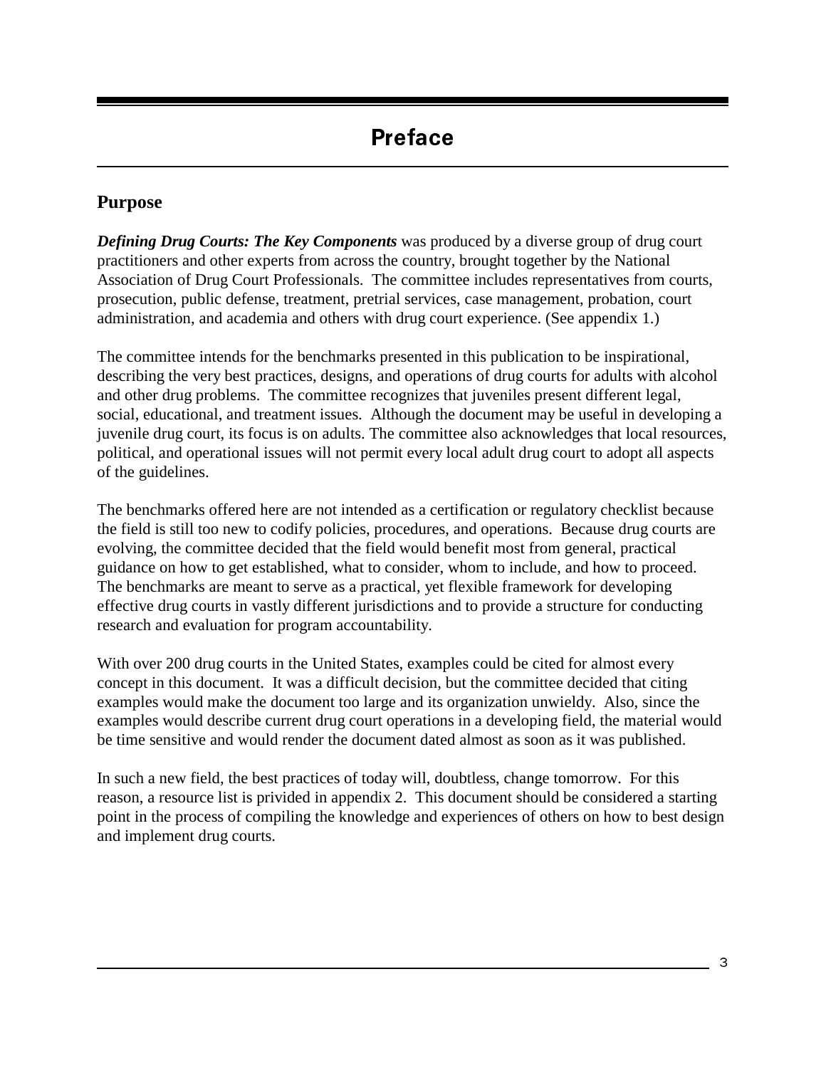# Preface

## Purpose

***Defining Drug Courts: The Key Components*** was produced by a diverse group of drug court practitioners and other experts from across the country, brought together by the National Association of Drug Court Professionals. The committee includes representatives from courts, prosecution, public defense, treatment, pretrial services, case management, probation, court administration, and academia and others with drug court experience. (See appendix 1.)

The committee intends for the benchmarks presented in this publication to be inspirational, describing the very best practices, designs, and operations of drug courts for adults with alcohol and other drug problems. The committee recognizes that juveniles present different legal, social, educational, and treatment issues. Although the document may be useful in developing a juvenile drug court, its focus is on adults. The committee also acknowledges that local resources, political, and operational issues will not permit every local adult drug court to adopt all aspects of the guidelines.

The benchmarks offered here are not intended as a certification or regulatory checklist because the field is still too new to codify policies, procedures, and operations. Because drug courts are evolving, the committee decided that the field would benefit most from general, practical guidance on how to get established, what to consider, whom to include, and how to proceed. The benchmarks are meant to serve as a practical, yet flexible framework for developing effective drug courts in vastly different jurisdictions and to provide a structure for conducting research and evaluation for program accountability.

With over 200 drug courts in the United States, examples could be cited for almost every concept in this document. It was a difficult decision, but the committee decided that citing examples would make the document too large and its organization unwieldy. Also, since the examples would describe current drug court operations in a developing field, the material would be time sensitive and would render the document dated almost as soon as it was published.

In such a new field, the best practices of today will, doubtless, change tomorrow. For this reason, a resource list is privided in appendix 2. This document should be considered a starting point in the process of compiling the knowledge and experiences of others on how to best design and implement drug courts.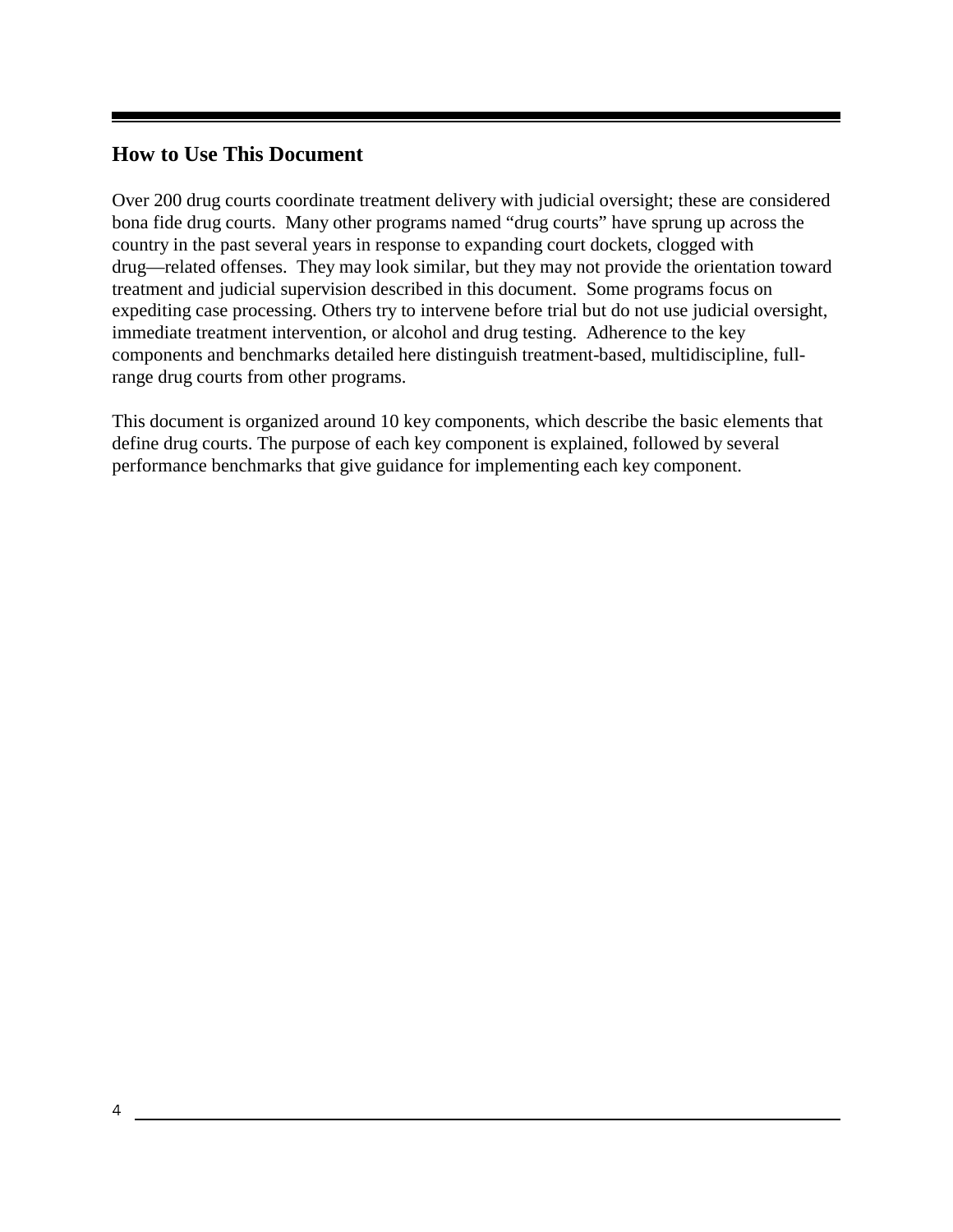## How to Use This Document

Over 200 drug courts coordinate treatment delivery with judicial oversight; these are considered bona fide drug courts. Many other programs named “drug courts” have sprung up across the country in the past several years in response to expanding court dockets, clogged with drug—related offenses. They may look similar, but they may not provide the orientation toward treatment and judicial supervision described in this document. Some programs focus on expediting case processing. Others try to intervene before trial but do not use judicial oversight, immediate treatment intervention, or alcohol and drug testing. Adherence to the key components and benchmarks detailed here distinguish treatment-based, multidiscipline, full-range drug courts from other programs.

This document is organized around 10 key components, which describe the basic elements that define drug courts. The purpose of each key component is explained, followed by several performance benchmarks that give guidance for implementing each key component.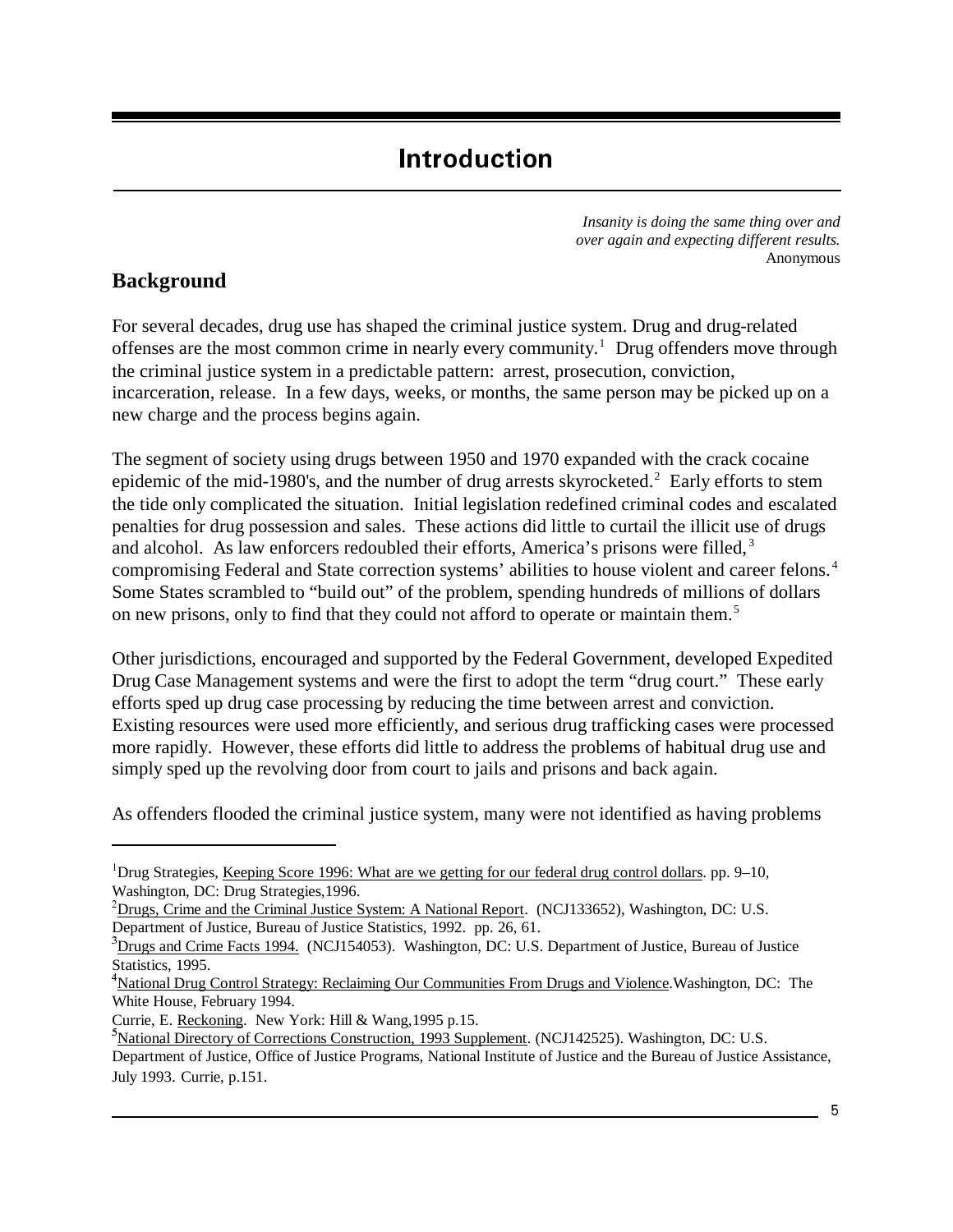# Introduction

*Insanity is doing the same thing over and over again and expecting different results.*
Anonymous

## Background

For several decades, drug use has shaped the criminal justice system. Drug and drug-related offenses are the most common crime in nearly every community.[1] Drug offenders move through the criminal justice system in a predictable pattern: arrest, prosecution, conviction, incarceration, release. In a few days, weeks, or months, the same person may be picked up on a new charge and the process begins again.

The segment of society using drugs between 1950 and 1970 expanded with the crack cocaine epidemic of the mid-1980's, and the number of drug arrests skyrocketed.[2] Early efforts to stem the tide only complicated the situation. Initial legislation redefined criminal codes and escalated penalties for drug possession and sales. These actions did little to curtail the illicit use of drugs and alcohol. As law enforcers redoubled their efforts, America's prisons were filled,[3] compromising Federal and State correction systems' abilities to house violent and career felons.[4] Some States scrambled to "build out" of the problem, spending hundreds of millions of dollars on new prisons, only to find that they could not afford to operate or maintain them.[5]

Other jurisdictions, encouraged and supported by the Federal Government, developed Expedited Drug Case Management systems and were the first to adopt the term "drug court." These early efforts sped up drug case processing by reducing the time between arrest and conviction. Existing resources were used more efficiently, and serious drug trafficking cases were processed more rapidly. However, these efforts did little to address the problems of habitual drug use and simply sped up the revolving door from court to jails and prisons and back again.

As offenders flooded the criminal justice system, many were not identified as having problems

---

[1] Drug Strategies, Keeping Score 1996: What are we getting for our federal drug control dollars. pp. 9–10, Washington, DC: Drug Strategies,1996.

[2] Drugs, Crime and the Criminal Justice System: A National Report. (NCJ133652), Washington, DC: U.S. Department of Justice, Bureau of Justice Statistics, 1992. pp. 26, 61.

[3] Drugs and Crime Facts 1994. (NCJ154053). Washington, DC: U.S. Department of Justice, Bureau of Justice Statistics, 1995.

[4] National Drug Control Strategy: Reclaiming Our Communities From Drugs and Violence.Washington, DC: The White House, February 1994.

Currie, E. Reckoning. New York: Hill & Wang,1995 p.15.

[5] National Directory of Corrections Construction, 1993 Supplement. (NCJ142525). Washington, DC: U.S. Department of Justice, Office of Justice Programs, National Institute of Justice and the Bureau of Justice Assistance, July 1993. Currie, p.151.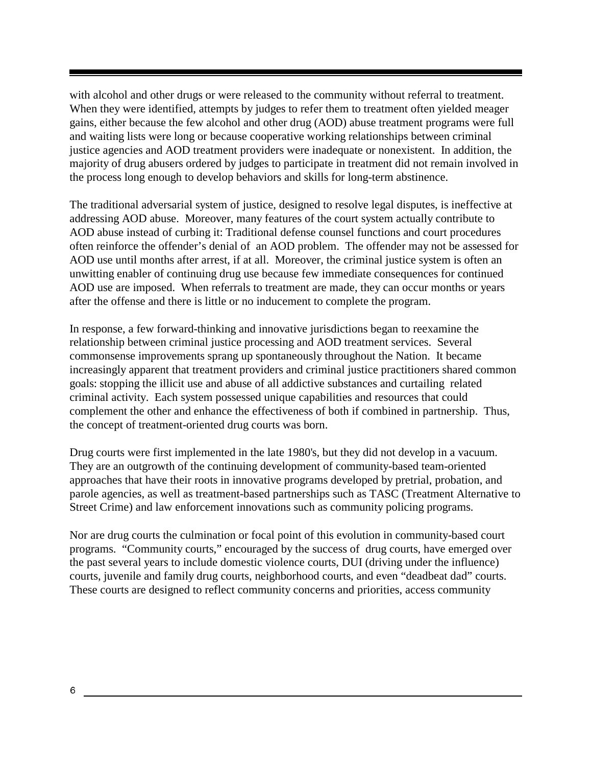with alcohol and other drugs or were released to the community without referral to treatment. When they were identified, attempts by judges to refer them to treatment often yielded meager gains, either because the few alcohol and other drug (AOD) abuse treatment programs were full and waiting lists were long or because cooperative working relationships between criminal justice agencies and AOD treatment providers were inadequate or nonexistent. In addition, the majority of drug abusers ordered by judges to participate in treatment did not remain involved in the process long enough to develop behaviors and skills for long-term abstinence.

The traditional adversarial system of justice, designed to resolve legal disputes, is ineffective at addressing AOD abuse. Moreover, many features of the court system actually contribute to AOD abuse instead of curbing it: Traditional defense counsel functions and court procedures often reinforce the offender's denial of an AOD problem. The offender may not be assessed for AOD use until months after arrest, if at all. Moreover, the criminal justice system is often an unwitting enabler of continuing drug use because few immediate consequences for continued AOD use are imposed. When referrals to treatment are made, they can occur months or years after the offense and there is little or no inducement to complete the program.

In response, a few forward-thinking and innovative jurisdictions began to reexamine the relationship between criminal justice processing and AOD treatment services. Several commonsense improvements sprang up spontaneously throughout the Nation. It became increasingly apparent that treatment providers and criminal justice practitioners shared common goals: stopping the illicit use and abuse of all addictive substances and curtailing related criminal activity. Each system possessed unique capabilities and resources that could complement the other and enhance the effectiveness of both if combined in partnership. Thus, the concept of treatment-oriented drug courts was born.

Drug courts were first implemented in the late 1980's, but they did not develop in a vacuum. They are an outgrowth of the continuing development of community-based team-oriented approaches that have their roots in innovative programs developed by pretrial, probation, and parole agencies, as well as treatment-based partnerships such as TASC (Treatment Alternative to Street Crime) and law enforcement innovations such as community policing programs.

Nor are drug courts the culmination or focal point of this evolution in community-based court programs. "Community courts," encouraged by the success of drug courts, have emerged over the past several years to include domestic violence courts, DUI (driving under the influence) courts, juvenile and family drug courts, neighborhood courts, and even "deadbeat dad" courts. These courts are designed to reflect community concerns and priorities, access community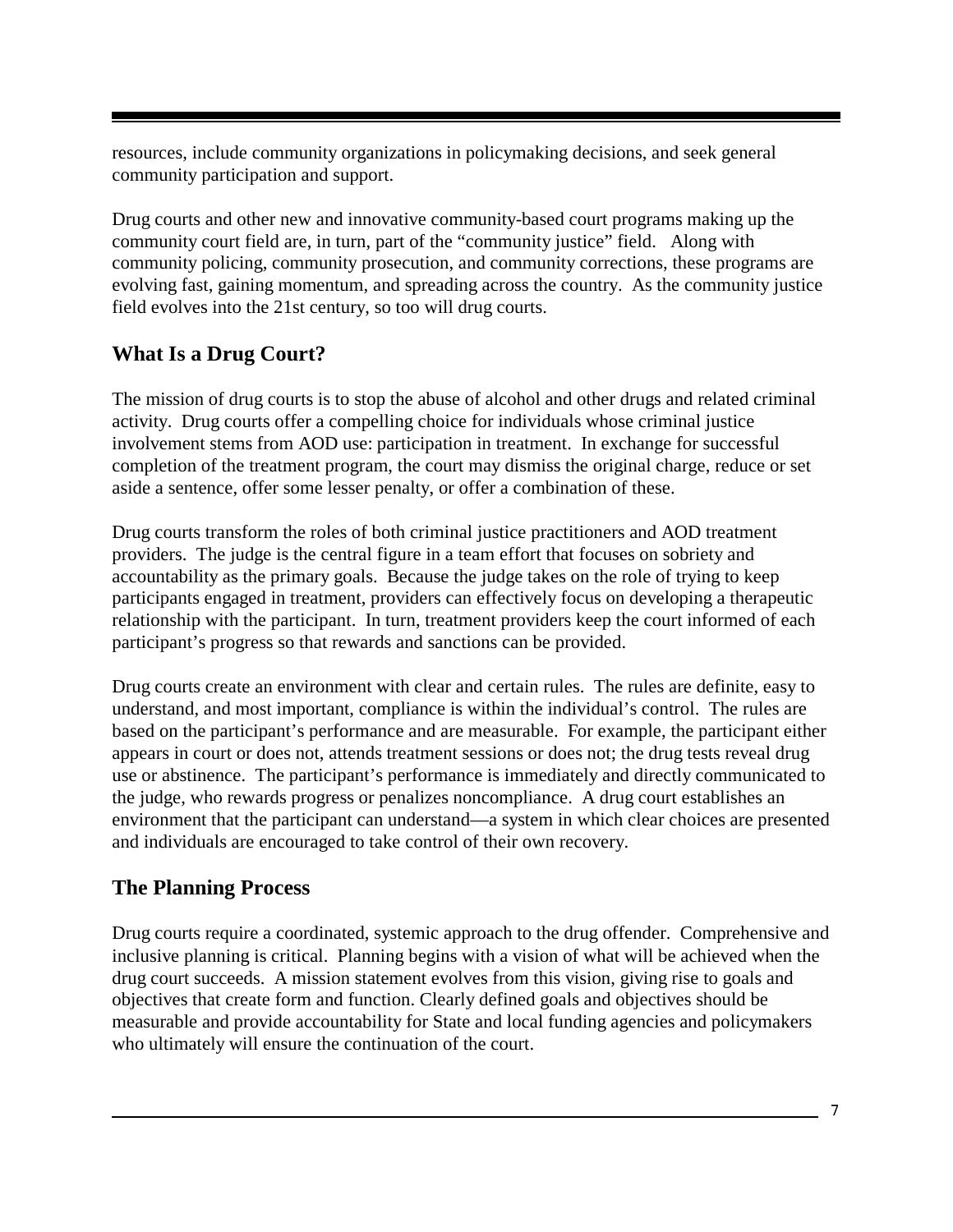resources, include community organizations in policymaking decisions, and seek general community participation and support.

Drug courts and other new and innovative community-based court programs making up the community court field are, in turn, part of the "community justice" field. Along with community policing, community prosecution, and community corrections, these programs are evolving fast, gaining momentum, and spreading across the country. As the community justice field evolves into the 21st century, so too will drug courts.

## What Is a Drug Court?

The mission of drug courts is to stop the abuse of alcohol and other drugs and related criminal activity. Drug courts offer a compelling choice for individuals whose criminal justice involvement stems from AOD use: participation in treatment. In exchange for successful completion of the treatment program, the court may dismiss the original charge, reduce or set aside a sentence, offer some lesser penalty, or offer a combination of these.

Drug courts transform the roles of both criminal justice practitioners and AOD treatment providers. The judge is the central figure in a team effort that focuses on sobriety and accountability as the primary goals. Because the judge takes on the role of trying to keep participants engaged in treatment, providers can effectively focus on developing a therapeutic relationship with the participant. In turn, treatment providers keep the court informed of each participant's progress so that rewards and sanctions can be provided.

Drug courts create an environment with clear and certain rules. The rules are definite, easy to understand, and most important, compliance is within the individual's control. The rules are based on the participant's performance and are measurable. For example, the participant either appears in court or does not, attends treatment sessions or does not; the drug tests reveal drug use or abstinence. The participant's performance is immediately and directly communicated to the judge, who rewards progress or penalizes noncompliance. A drug court establishes an environment that the participant can understand—a system in which clear choices are presented and individuals are encouraged to take control of their own recovery.

## The Planning Process

Drug courts require a coordinated, systemic approach to the drug offender. Comprehensive and inclusive planning is critical. Planning begins with a vision of what will be achieved when the drug court succeeds. A mission statement evolves from this vision, giving rise to goals and objectives that create form and function. Clearly defined goals and objectives should be measurable and provide accountability for State and local funding agencies and policymakers who ultimately will ensure the continuation of the court.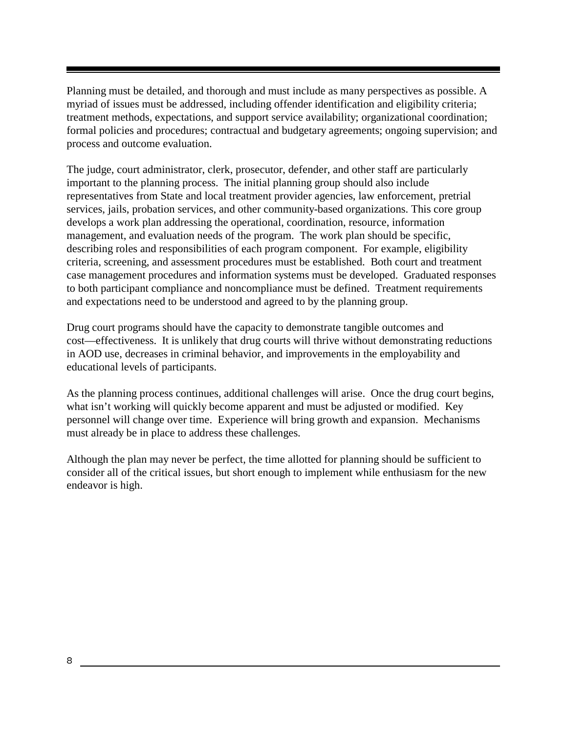Planning must be detailed, and thorough and must include as many perspectives as possible. A myriad of issues must be addressed, including offender identification and eligibility criteria; treatment methods, expectations, and support service availability; organizational coordination; formal policies and procedures; contractual and budgetary agreements; ongoing supervision; and process and outcome evaluation.

The judge, court administrator, clerk, prosecutor, defender, and other staff are particularly important to the planning process. The initial planning group should also include representatives from State and local treatment provider agencies, law enforcement, pretrial services, jails, probation services, and other community-based organizations. This core group develops a work plan addressing the operational, coordination, resource, information management, and evaluation needs of the program. The work plan should be specific, describing roles and responsibilities of each program component. For example, eligibility criteria, screening, and assessment procedures must be established. Both court and treatment case management procedures and information systems must be developed. Graduated responses to both participant compliance and noncompliance must be defined. Treatment requirements and expectations need to be understood and agreed to by the planning group.

Drug court programs should have the capacity to demonstrate tangible outcomes and cost—effectiveness. It is unlikely that drug courts will thrive without demonstrating reductions in AOD use, decreases in criminal behavior, and improvements in the employability and educational levels of participants.

As the planning process continues, additional challenges will arise. Once the drug court begins, what isn't working will quickly become apparent and must be adjusted or modified. Key personnel will change over time. Experience will bring growth and expansion. Mechanisms must already be in place to address these challenges.

Although the plan may never be perfect, the time allotted for planning should be sufficient to consider all of the critical issues, but short enough to implement while enthusiasm for the new endeavor is high.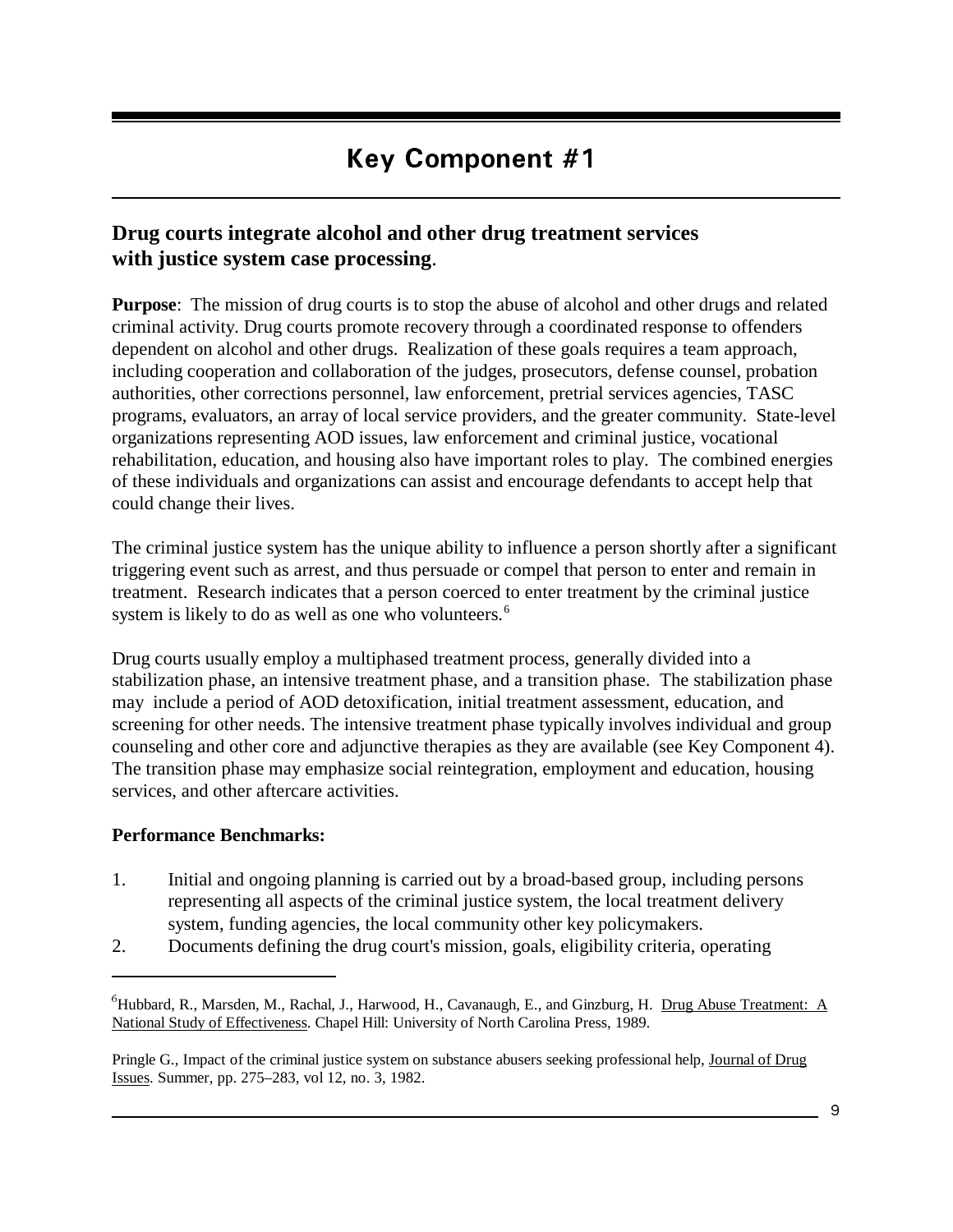# Key Component #1

## Drug courts integrate alcohol and other drug treatment services with justice system case processing.

**Purpose**: The mission of drug courts is to stop the abuse of alcohol and other drugs and related criminal activity. Drug courts promote recovery through a coordinated response to offenders dependent on alcohol and other drugs. Realization of these goals requires a team approach, including cooperation and collaboration of the judges, prosecutors, defense counsel, probation authorities, other corrections personnel, law enforcement, pretrial services agencies, TASC programs, evaluators, an array of local service providers, and the greater community. State-level organizations representing AOD issues, law enforcement and criminal justice, vocational rehabilitation, education, and housing also have important roles to play. The combined energies of these individuals and organizations can assist and encourage defendants to accept help that could change their lives.

The criminal justice system has the unique ability to influence a person shortly after a significant triggering event such as arrest, and thus persuade or compel that person to enter and remain in treatment. Research indicates that a person coerced to enter treatment by the criminal justice system is likely to do as well as one who volunteers.[6]

Drug courts usually employ a multiphased treatment process, generally divided into a stabilization phase, an intensive treatment phase, and a transition phase. The stabilization phase may include a period of AOD detoxification, initial treatment assessment, education, and screening for other needs. The intensive treatment phase typically involves individual and group counseling and other core and adjunctive therapies as they are available (see Key Component 4). The transition phase may emphasize social reintegration, employment and education, housing services, and other aftercare activities.

**Performance Benchmarks:**

1. Initial and ongoing planning is carried out by a broad-based group, including persons representing all aspects of the criminal justice system, the local treatment delivery system, funding agencies, the local community other key policymakers.
2. Documents defining the drug court's mission, goals, eligibility criteria, operating

---

[6] Hubbard, R., Marsden, M., Rachal, J., Harwood, H., Cavanaugh, E., and Ginzburg, H. Drug Abuse Treatment: A National Study of Effectiveness. Chapel Hill: University of North Carolina Press, 1989.

Pringle G., Impact of the criminal justice system on substance abusers seeking professional help, Journal of Drug Issues. Summer, pp. 275–283, vol 12, no. 3, 1982.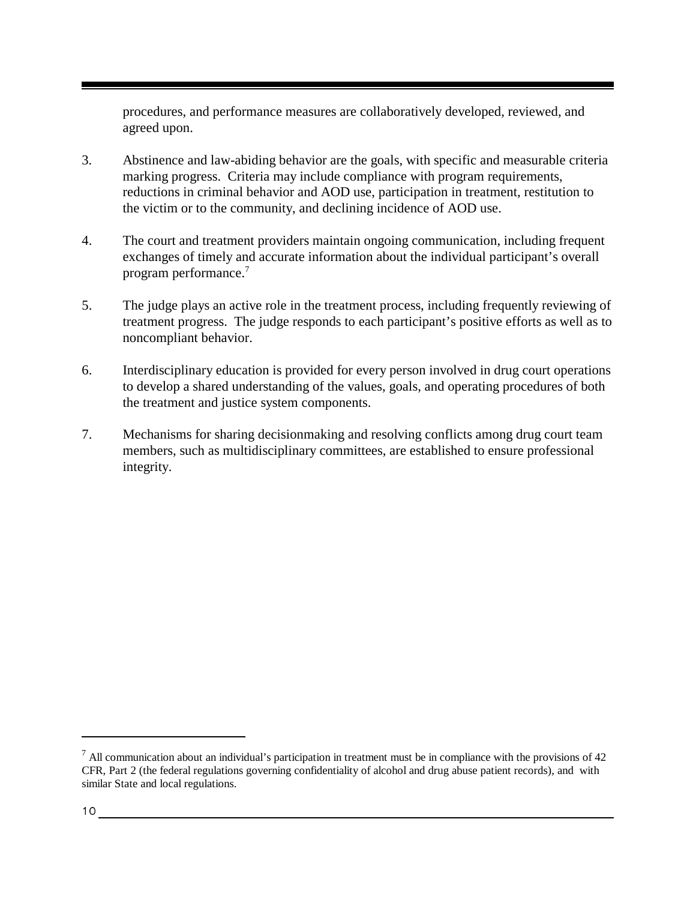procedures, and performance measures are collaboratively developed, reviewed, and agreed upon.

3. Abstinence and law-abiding behavior are the goals, with specific and measurable criteria marking progress. Criteria may include compliance with program requirements, reductions in criminal behavior and AOD use, participation in treatment, restitution to the victim or to the community, and declining incidence of AOD use.

4. The court and treatment providers maintain ongoing communication, including frequent exchanges of timely and accurate information about the individual participant's overall program performance.[7]

5. The judge plays an active role in the treatment process, including frequently reviewing of treatment progress. The judge responds to each participant's positive efforts as well as to noncompliant behavior.

6. Interdisciplinary education is provided for every person involved in drug court operations to develop a shared understanding of the values, goals, and operating procedures of both the treatment and justice system components.

7. Mechanisms for sharing decisionmaking and resolving conflicts among drug court team members, such as multidisciplinary committees, are established to ensure professional integrity.

---

[7] All communication about an individual's participation in treatment must be in compliance with the provisions of 42 CFR, Part 2 (the federal regulations governing confidentiality of alcohol and drug abuse patient records), and with similar State and local regulations.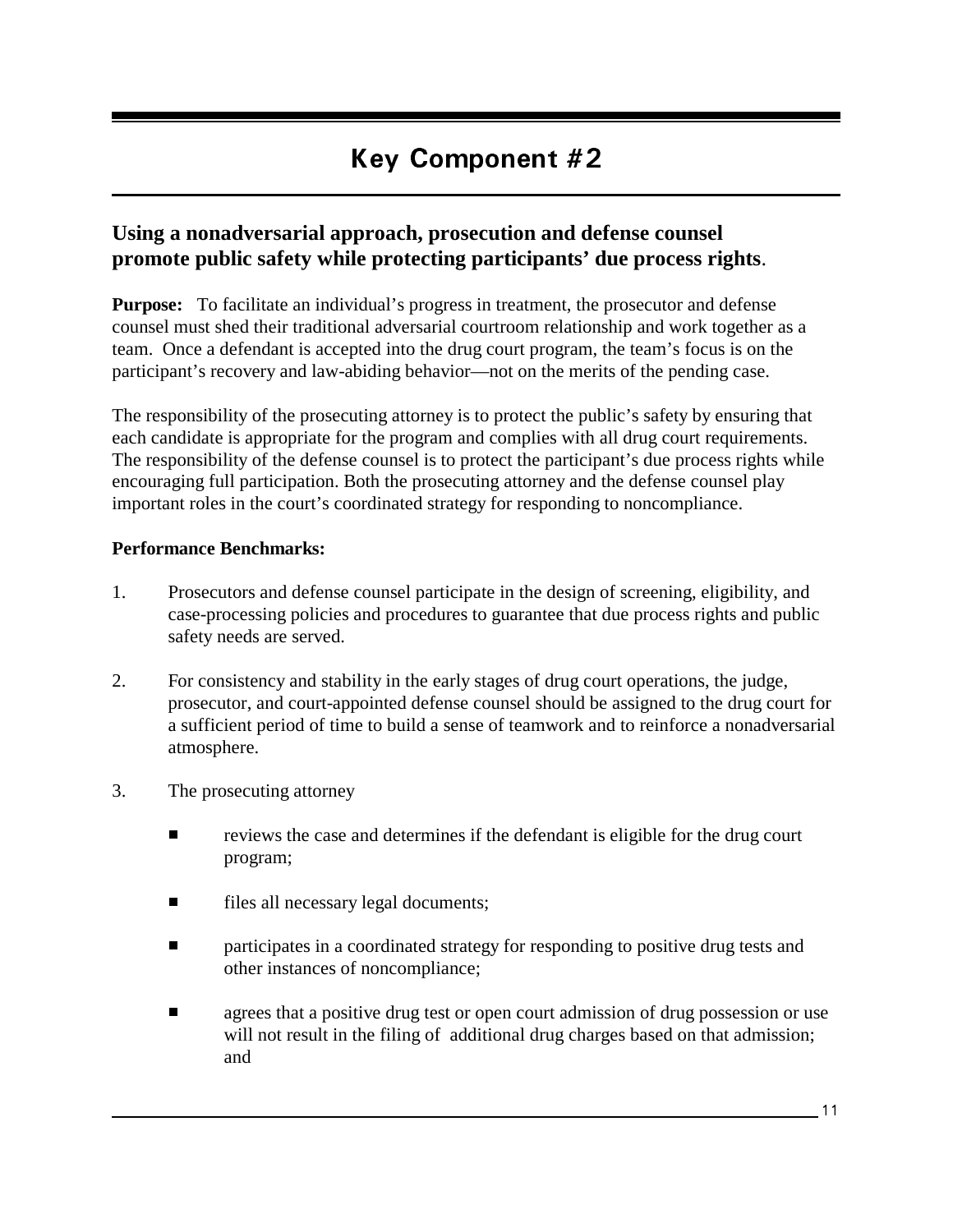# Key Component #2

## Using a nonadversarial approach, prosecution and defense counsel promote public safety while protecting participants' due process rights.

**Purpose:** To facilitate an individual's progress in treatment, the prosecutor and defense counsel must shed their traditional adversarial courtroom relationship and work together as a team. Once a defendant is accepted into the drug court program, the team's focus is on the participant's recovery and law-abiding behavior—not on the merits of the pending case.

The responsibility of the prosecuting attorney is to protect the public's safety by ensuring that each candidate is appropriate for the program and complies with all drug court requirements. The responsibility of the defense counsel is to protect the participant's due process rights while encouraging full participation. Both the prosecuting attorney and the defense counsel play important roles in the court's coordinated strategy for responding to noncompliance.

**Performance Benchmarks:**

1. Prosecutors and defense counsel participate in the design of screening, eligibility, and case-processing policies and procedures to guarantee that due process rights and public safety needs are served.

2. For consistency and stability in the early stages of drug court operations, the judge, prosecutor, and court-appointed defense counsel should be assigned to the drug court for a sufficient period of time to build a sense of teamwork and to reinforce a nonadversarial atmosphere.

3. The prosecuting attorney

   - reviews the case and determines if the defendant is eligible for the drug court program;

   - files all necessary legal documents;

   - participates in a coordinated strategy for responding to positive drug tests and other instances of noncompliance;

   - agrees that a positive drug test or open court admission of drug possession or use will not result in the filing of additional drug charges based on that admission; and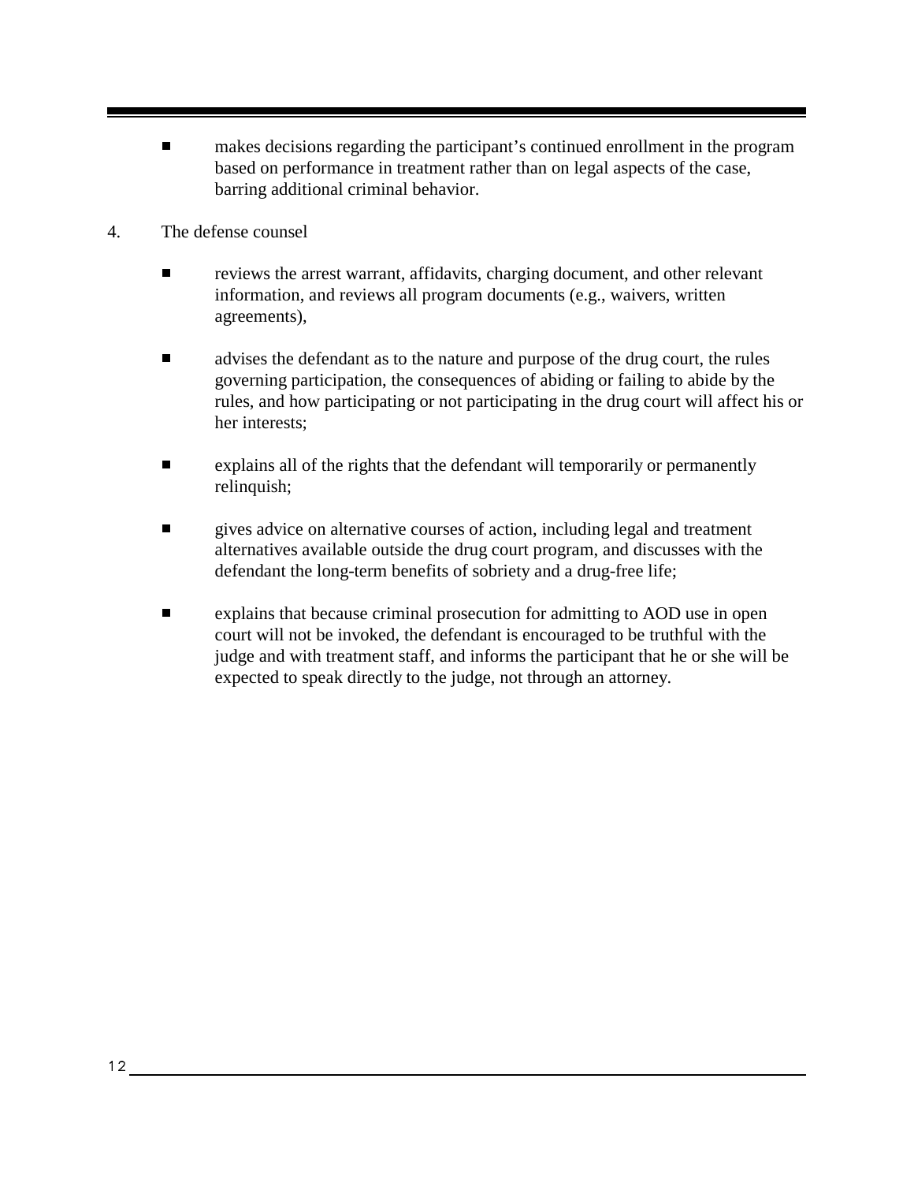- makes decisions regarding the participant's continued enrollment in the program based on performance in treatment rather than on legal aspects of the case, barring additional criminal behavior.

4. The defense counsel

   - reviews the arrest warrant, affidavits, charging document, and other relevant information, and reviews all program documents (e.g., waivers, written agreements),

   - advises the defendant as to the nature and purpose of the drug court, the rules governing participation, the consequences of abiding or failing to abide by the rules, and how participating or not participating in the drug court will affect his or her interests;

   - explains all of the rights that the defendant will temporarily or permanently relinquish;

   - gives advice on alternative courses of action, including legal and treatment alternatives available outside the drug court program, and discusses with the defendant the long-term benefits of sobriety and a drug-free life;

   - explains that because criminal prosecution for admitting to AOD use in open court will not be invoked, the defendant is encouraged to be truthful with the judge and with treatment staff, and informs the participant that he or she will be expected to speak directly to the judge, not through an attorney.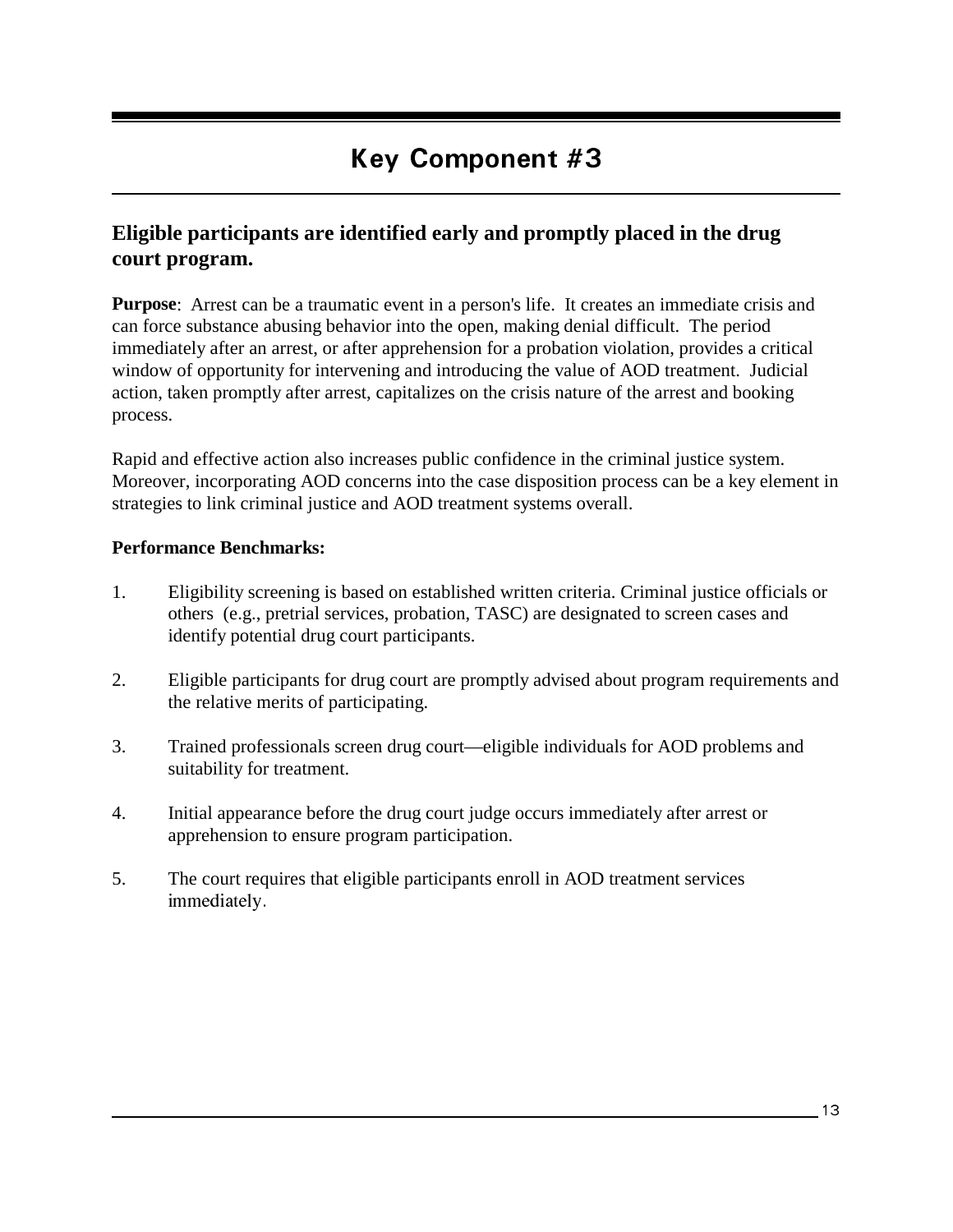# Key Component #3

## Eligible participants are identified early and promptly placed in the drug court program.

**Purpose**: Arrest can be a traumatic event in a person's life. It creates an immediate crisis and can force substance abusing behavior into the open, making denial difficult. The period immediately after an arrest, or after apprehension for a probation violation, provides a critical window of opportunity for intervening and introducing the value of AOD treatment. Judicial action, taken promptly after arrest, capitalizes on the crisis nature of the arrest and booking process.

Rapid and effective action also increases public confidence in the criminal justice system. Moreover, incorporating AOD concerns into the case disposition process can be a key element in strategies to link criminal justice and AOD treatment systems overall.

**Performance Benchmarks:**

1. Eligibility screening is based on established written criteria. Criminal justice officials or others (e.g., pretrial services, probation, TASC) are designated to screen cases and identify potential drug court participants.

2. Eligible participants for drug court are promptly advised about program requirements and the relative merits of participating.

3. Trained professionals screen drug court—eligible individuals for AOD problems and suitability for treatment.

4. Initial appearance before the drug court judge occurs immediately after arrest or apprehension to ensure program participation.

5. The court requires that eligible participants enroll in AOD treatment services immediately.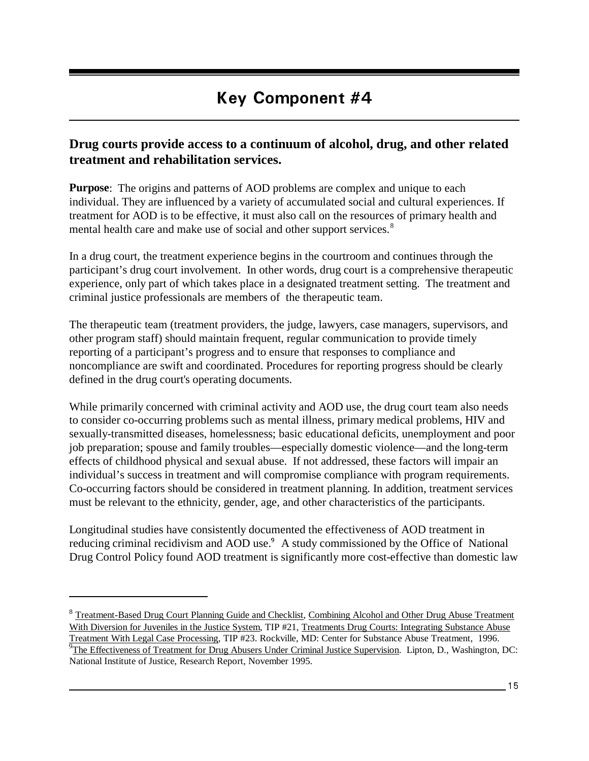# Key Component #4

## Drug courts provide access to a continuum of alcohol, drug, and other related treatment and rehabilitation services.

**Purpose**: The origins and patterns of AOD problems are complex and unique to each individual. They are influenced by a variety of accumulated social and cultural experiences. If treatment for AOD is to be effective, it must also call on the resources of primary health and mental health care and make use of social and other support services.[8]

In a drug court, the treatment experience begins in the courtroom and continues through the participant's drug court involvement. In other words, drug court is a comprehensive therapeutic experience, only part of which takes place in a designated treatment setting. The treatment and criminal justice professionals are members of the therapeutic team.

The therapeutic team (treatment providers, the judge, lawyers, case managers, supervisors, and other program staff) should maintain frequent, regular communication to provide timely reporting of a participant's progress and to ensure that responses to compliance and noncompliance are swift and coordinated. Procedures for reporting progress should be clearly defined in the drug court's operating documents.

While primarily concerned with criminal activity and AOD use, the drug court team also needs to consider co-occurring problems such as mental illness, primary medical problems, HIV and sexually-transmitted diseases, homelessness; basic educational deficits, unemployment and poor job preparation; spouse and family troubles—especially domestic violence—and the long-term effects of childhood physical and sexual abuse. If not addressed, these factors will impair an individual's success in treatment and will compromise compliance with program requirements. Co-occurring factors should be considered in treatment planning. In addition, treatment services must be relevant to the ethnicity, gender, age, and other characteristics of the participants.

Longitudinal studies have consistently documented the effectiveness of AOD treatment in reducing criminal recidivism and AOD use.[9] A study commissioned by the Office of National Drug Control Policy found AOD treatment is significantly more cost-effective than domestic law

---

[8] Treatment-Based Drug Court Planning Guide and Checklist, Combining Alcohol and Other Drug Abuse Treatment With Diversion for Juveniles in the Justice System, TIP #21, Treatments Drug Courts: Integrating Substance Abuse Treatment With Legal Case Processing, TIP #23. Rockville, MD: Center for Substance Abuse Treatment, 1996.

[9] The Effectiveness of Treatment for Drug Abusers Under Criminal Justice Supervision. Lipton, D., Washington, DC: National Institute of Justice, Research Report, November 1995.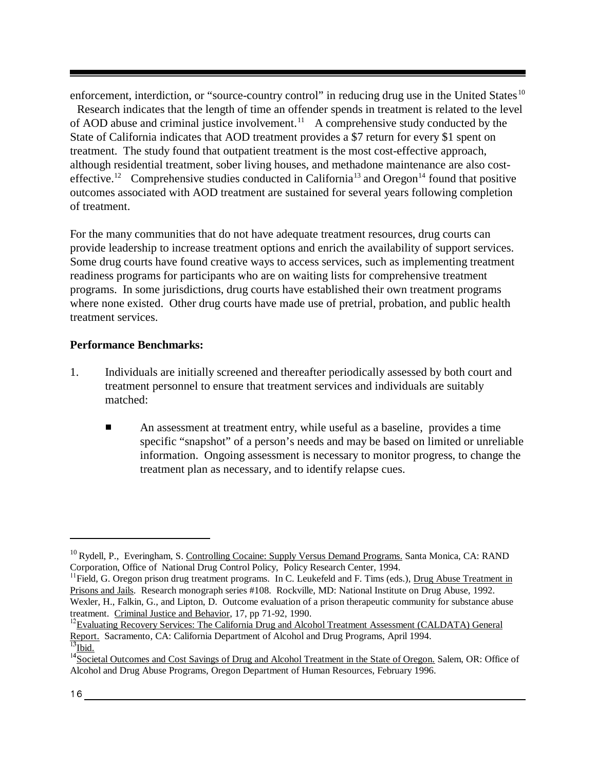enforcement, interdiction, or "source-country control" in reducing drug use in the United States[10] Research indicates that the length of time an offender spends in treatment is related to the level of AOD abuse and criminal justice involvement.[11] A comprehensive study conducted by the State of California indicates that AOD treatment provides a $7 return for every $1 spent on treatment. The study found that outpatient treatment is the most cost-effective approach, although residential treatment, sober living houses, and methadone maintenance are also cost-effective.[12] Comprehensive studies conducted in California[13] and Oregon[14] found that positive outcomes associated with AOD treatment are sustained for several years following completion of treatment.

For the many communities that do not have adequate treatment resources, drug courts can provide leadership to increase treatment options and enrich the availability of support services. Some drug courts have found creative ways to access services, such as implementing treatment readiness programs for participants who are on waiting lists for comprehensive treatment programs. In some jurisdictions, drug courts have established their own treatment programs where none existed. Other drug courts have made use of pretrial, probation, and public health treatment services.

**Performance Benchmarks:**

1. Individuals are initially screened and thereafter periodically assessed by both court and treatment personnel to ensure that treatment services and individuals are suitably matched:

   - An assessment at treatment entry, while useful as a baseline, provides a time specific "snapshot" of a person's needs and may be based on limited or unreliable information. Ongoing assessment is necessary to monitor progress, to change the treatment plan as necessary, and to identify relapse cues.

---

[10] Rydell, P., Everingham, S. Controlling Cocaine: Supply Versus Demand Programs. Santa Monica, CA: RAND Corporation, Office of National Drug Control Policy, Policy Research Center, 1994.

[11] Field, G. Oregon prison drug treatment programs. In C. Leukefeld and F. Tims (eds.), Drug Abuse Treatment in Prisons and Jails. Research monograph series #108. Rockville, MD: National Institute on Drug Abuse, 1992. Wexler, H., Falkin, G., and Lipton, D. Outcome evaluation of a prison therapeutic community for substance abuse treatment. Criminal Justice and Behavior, 17, pp 71-92, 1990.

[12] Evaluating Recovery Services: The California Drug and Alcohol Treatment Assessment (CALDATA) General Report. Sacramento, CA: California Department of Alcohol and Drug Programs, April 1994.

[13] Ibid.

[14] Societal Outcomes and Cost Savings of Drug and Alcohol Treatment in the State of Oregon. Salem, OR: Office of Alcohol and Drug Abuse Programs, Oregon Department of Human Resources, February 1996.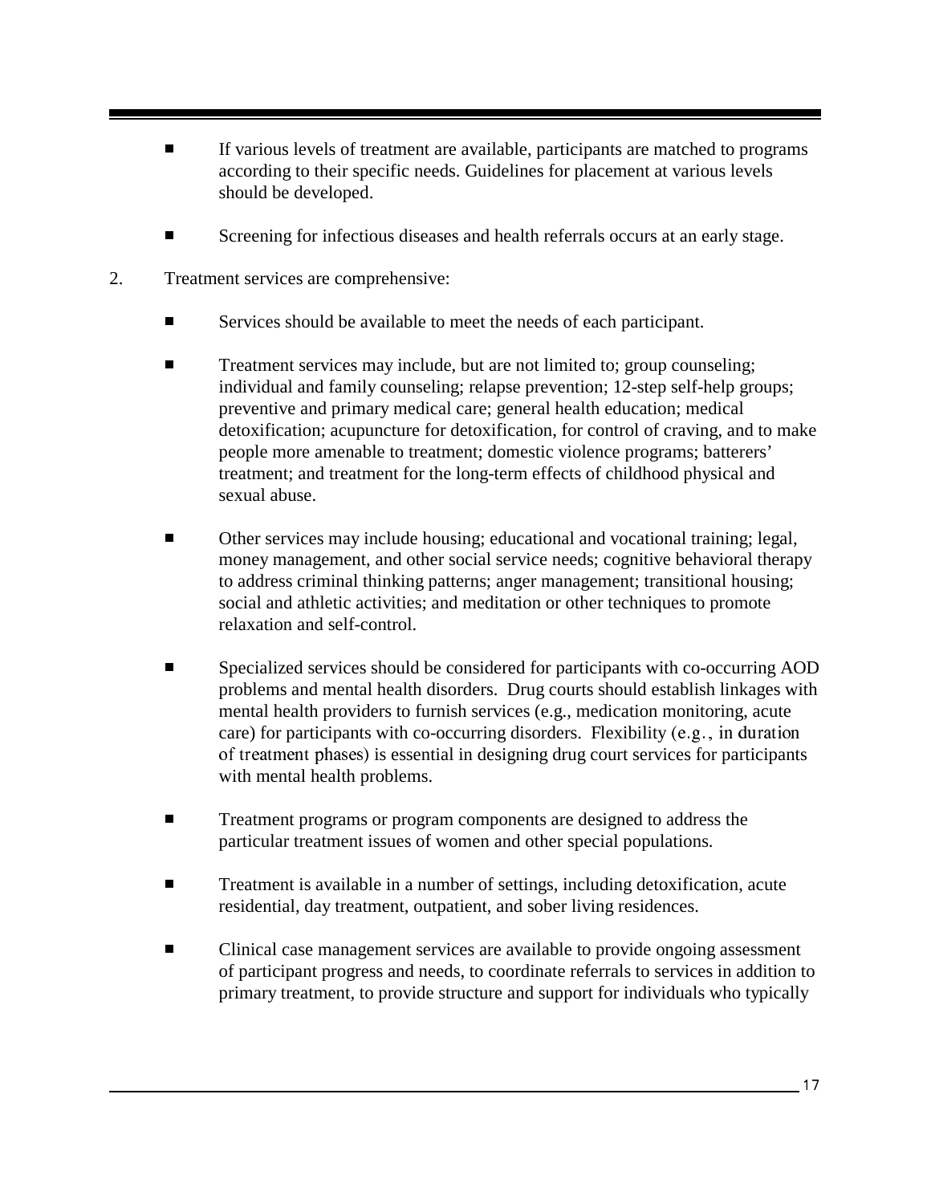- If various levels of treatment are available, participants are matched to programs according to their specific needs. Guidelines for placement at various levels should be developed.

- Screening for infectious diseases and health referrals occurs at an early stage.

2. Treatment services are comprehensive:

   - Services should be available to meet the needs of each participant.

   - Treatment services may include, but are not limited to; group counseling; individual and family counseling; relapse prevention; 12-step self-help groups; preventive and primary medical care; general health education; medical detoxification; acupuncture for detoxification, for control of craving, and to make people more amenable to treatment; domestic violence programs; batterers' treatment; and treatment for the long-term effects of childhood physical and sexual abuse.

   - Other services may include housing; educational and vocational training; legal, money management, and other social service needs; cognitive behavioral therapy to address criminal thinking patterns; anger management; transitional housing; social and athletic activities; and meditation or other techniques to promote relaxation and self-control.

   - Specialized services should be considered for participants with co-occurring AOD problems and mental health disorders. Drug courts should establish linkages with mental health providers to furnish services (e.g., medication monitoring, acute care) for participants with co-occurring disorders. Flexibility (e.g., in duration of treatment phases) is essential in designing drug court services for participants with mental health problems.

   - Treatment programs or program components are designed to address the particular treatment issues of women and other special populations.

   - Treatment is available in a number of settings, including detoxification, acute residential, day treatment, outpatient, and sober living residences.

   - Clinical case management services are available to provide ongoing assessment of participant progress and needs, to coordinate referrals to services in addition to primary treatment, to provide structure and support for individuals who typically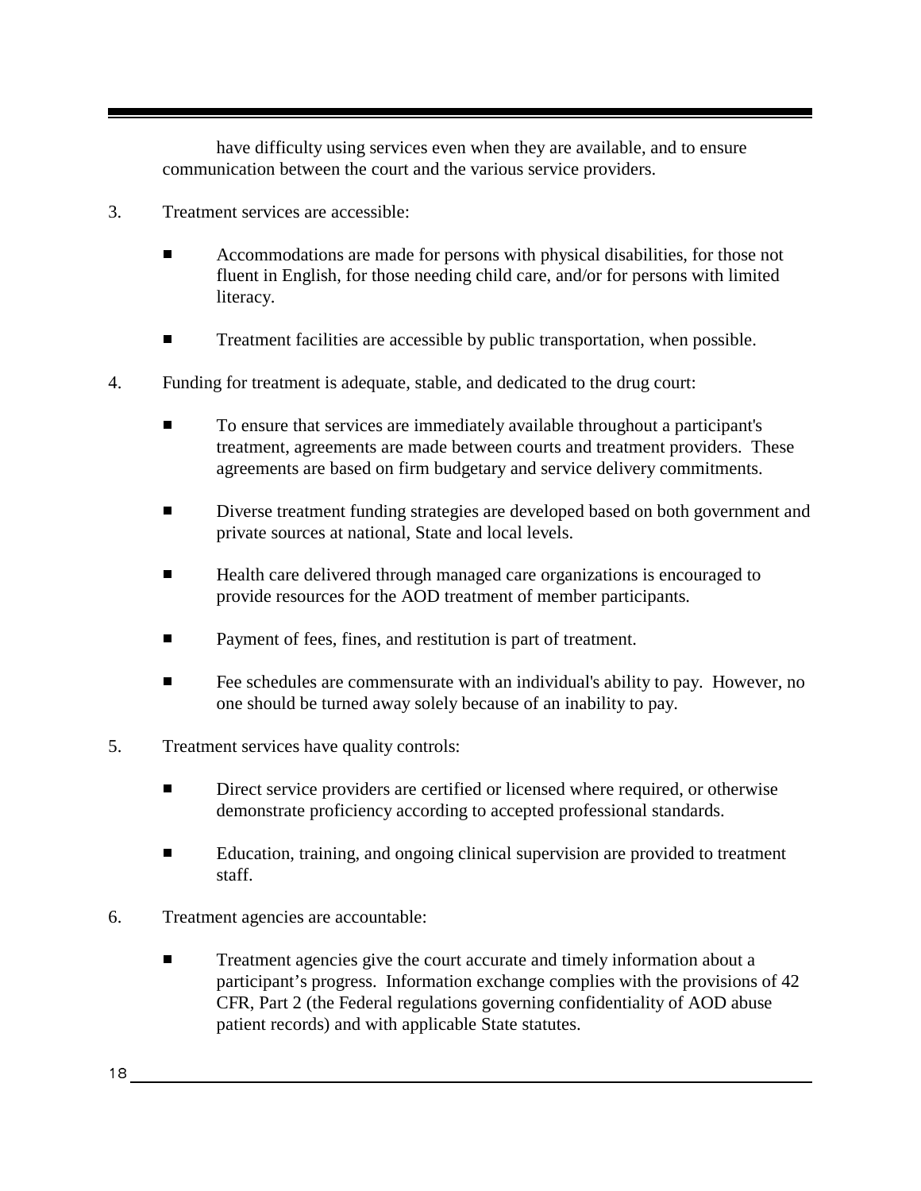have difficulty using services even when they are available, and to ensure communication between the court and the various service providers.

3. Treatment services are accessible:

   - Accommodations are made for persons with physical disabilities, for those not fluent in English, for those needing child care, and/or for persons with limited literacy.

   - Treatment facilities are accessible by public transportation, when possible.

4. Funding for treatment is adequate, stable, and dedicated to the drug court:

   - To ensure that services are immediately available throughout a participant's treatment, agreements are made between courts and treatment providers. These agreements are based on firm budgetary and service delivery commitments.

   - Diverse treatment funding strategies are developed based on both government and private sources at national, State and local levels.

   - Health care delivered through managed care organizations is encouraged to provide resources for the AOD treatment of member participants.

   - Payment of fees, fines, and restitution is part of treatment.

   - Fee schedules are commensurate with an individual's ability to pay. However, no one should be turned away solely because of an inability to pay.

5. Treatment services have quality controls:

   - Direct service providers are certified or licensed where required, or otherwise demonstrate proficiency according to accepted professional standards.

   - Education, training, and ongoing clinical supervision are provided to treatment staff.

6. Treatment agencies are accountable:

   - Treatment agencies give the court accurate and timely information about a participant's progress. Information exchange complies with the provisions of 42 CFR, Part 2 (the Federal regulations governing confidentiality of AOD abuse patient records) and with applicable State statutes.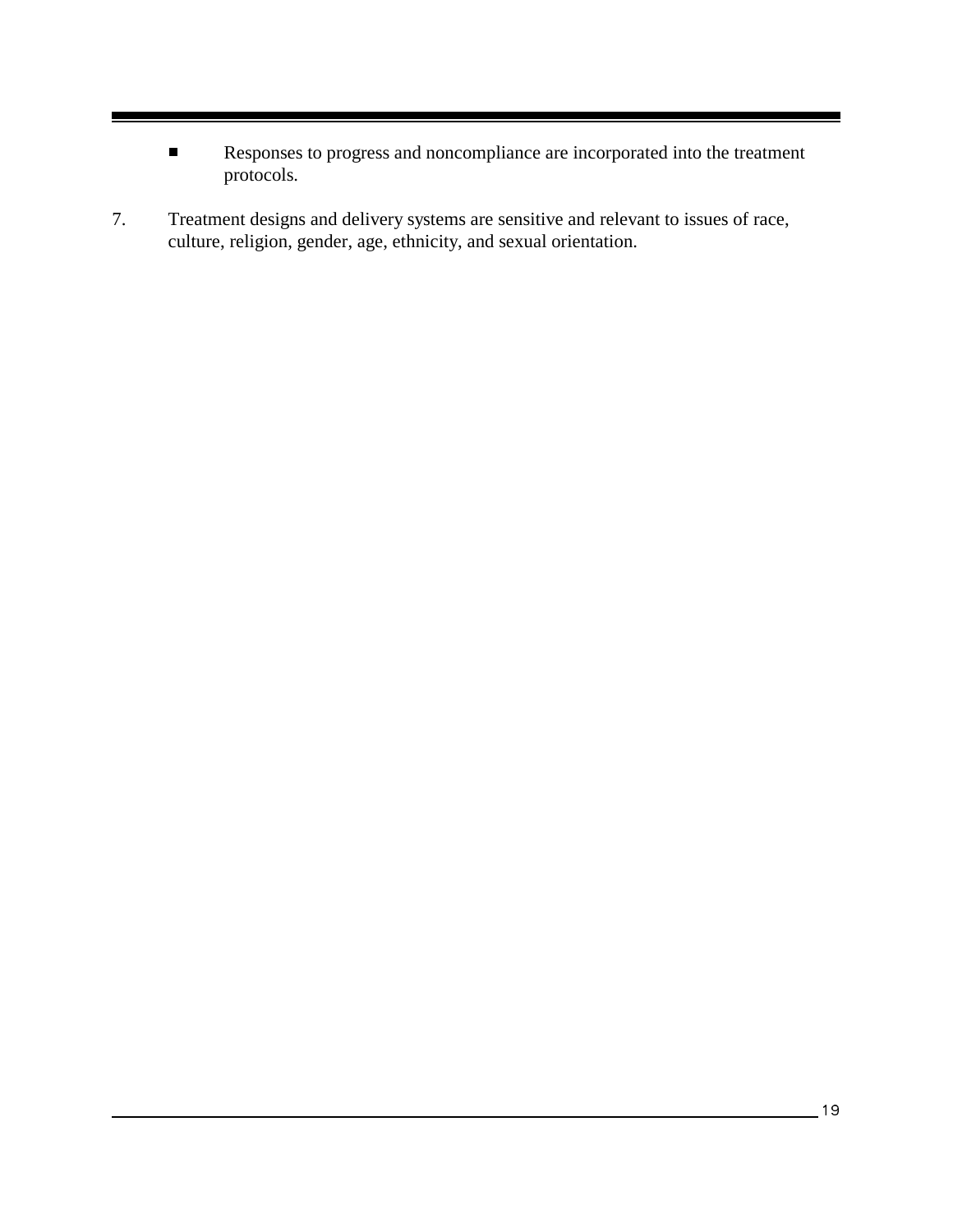- Responses to progress and noncompliance are incorporated into the treatment protocols.

7. Treatment designs and delivery systems are sensitive and relevant to issues of race, culture, religion, gender, age, ethnicity, and sexual orientation.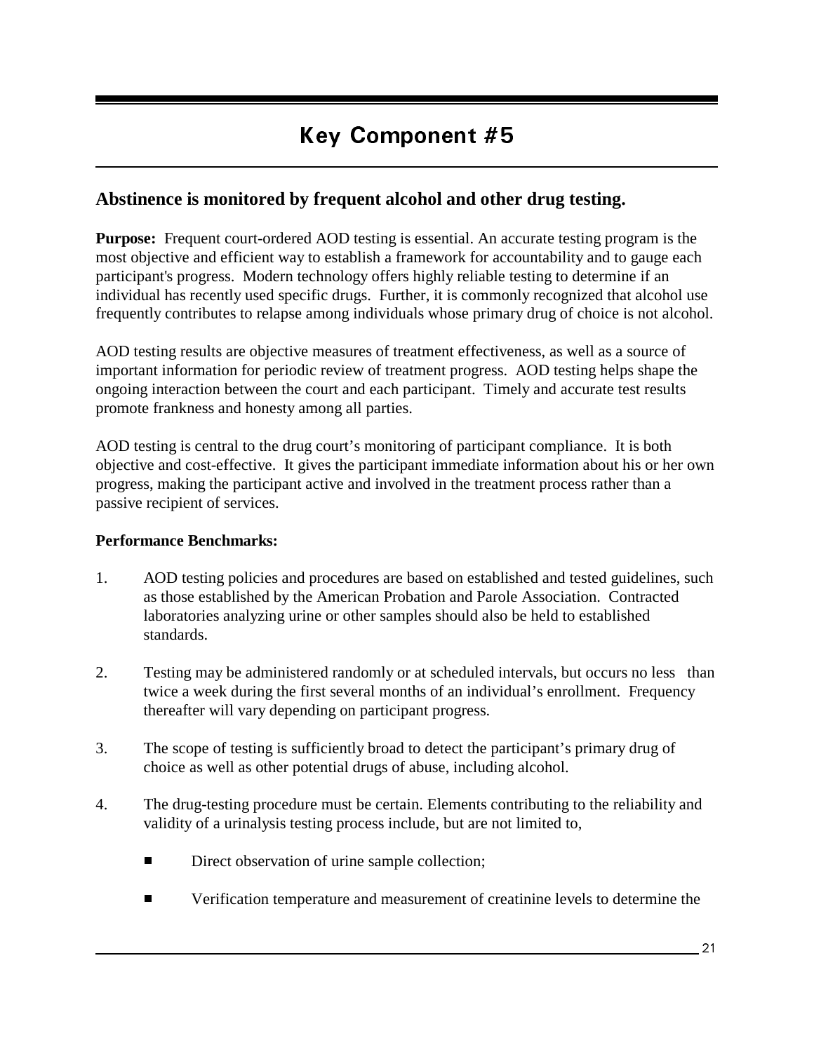# Key Component #5

## Abstinence is monitored by frequent alcohol and other drug testing.

**Purpose:** Frequent court-ordered AOD testing is essential. An accurate testing program is the most objective and efficient way to establish a framework for accountability and to gauge each participant's progress. Modern technology offers highly reliable testing to determine if an individual has recently used specific drugs. Further, it is commonly recognized that alcohol use frequently contributes to relapse among individuals whose primary drug of choice is not alcohol.

AOD testing results are objective measures of treatment effectiveness, as well as a source of important information for periodic review of treatment progress. AOD testing helps shape the ongoing interaction between the court and each participant. Timely and accurate test results promote frankness and honesty among all parties.

AOD testing is central to the drug court's monitoring of participant compliance. It is both objective and cost-effective. It gives the participant immediate information about his or her own progress, making the participant active and involved in the treatment process rather than a passive recipient of services.

**Performance Benchmarks:**

1. AOD testing policies and procedures are based on established and tested guidelines, such as those established by the American Probation and Parole Association. Contracted laboratories analyzing urine or other samples should also be held to established standards.

2. Testing may be administered randomly or at scheduled intervals, but occurs no less than twice a week during the first several months of an individual's enrollment. Frequency thereafter will vary depending on participant progress.

3. The scope of testing is sufficiently broad to detect the participant's primary drug of choice as well as other potential drugs of abuse, including alcohol.

4. The drug-testing procedure must be certain. Elements contributing to the reliability and validity of a urinalysis testing process include, but are not limited to,

   - Direct observation of urine sample collection;

   - Verification temperature and measurement of creatinine levels to determine the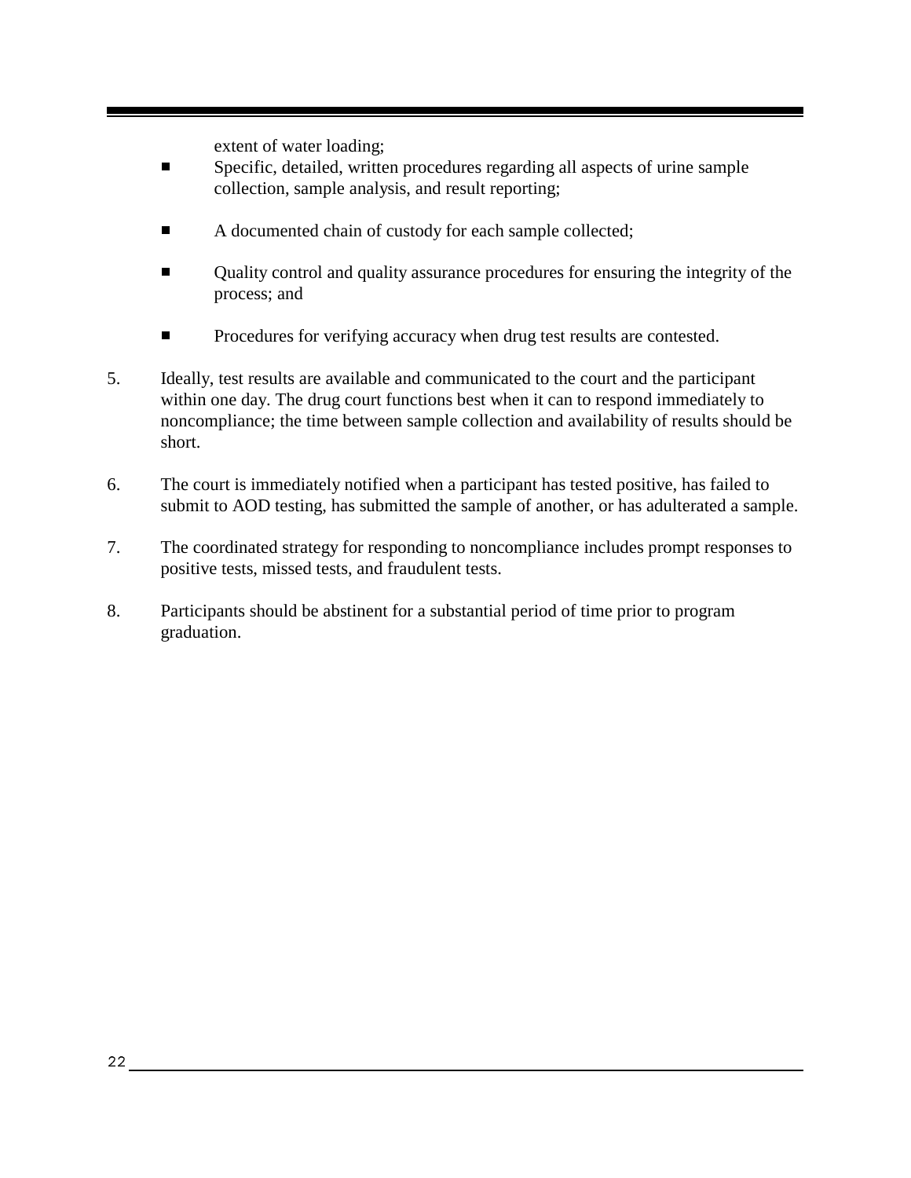extent of water loading;

- Specific, detailed, written procedures regarding all aspects of urine sample collection, sample analysis, and result reporting;

- A documented chain of custody for each sample collected;

- Quality control and quality assurance procedures for ensuring the integrity of the process; and

- Procedures for verifying accuracy when drug test results are contested.

5. Ideally, test results are available and communicated to the court and the participant within one day. The drug court functions best when it can to respond immediately to noncompliance; the time between sample collection and availability of results should be short.

6. The court is immediately notified when a participant has tested positive, has failed to submit to AOD testing, has submitted the sample of another, or has adulterated a sample.

7. The coordinated strategy for responding to noncompliance includes prompt responses to positive tests, missed tests, and fraudulent tests.

8. Participants should be abstinent for a substantial period of time prior to program graduation.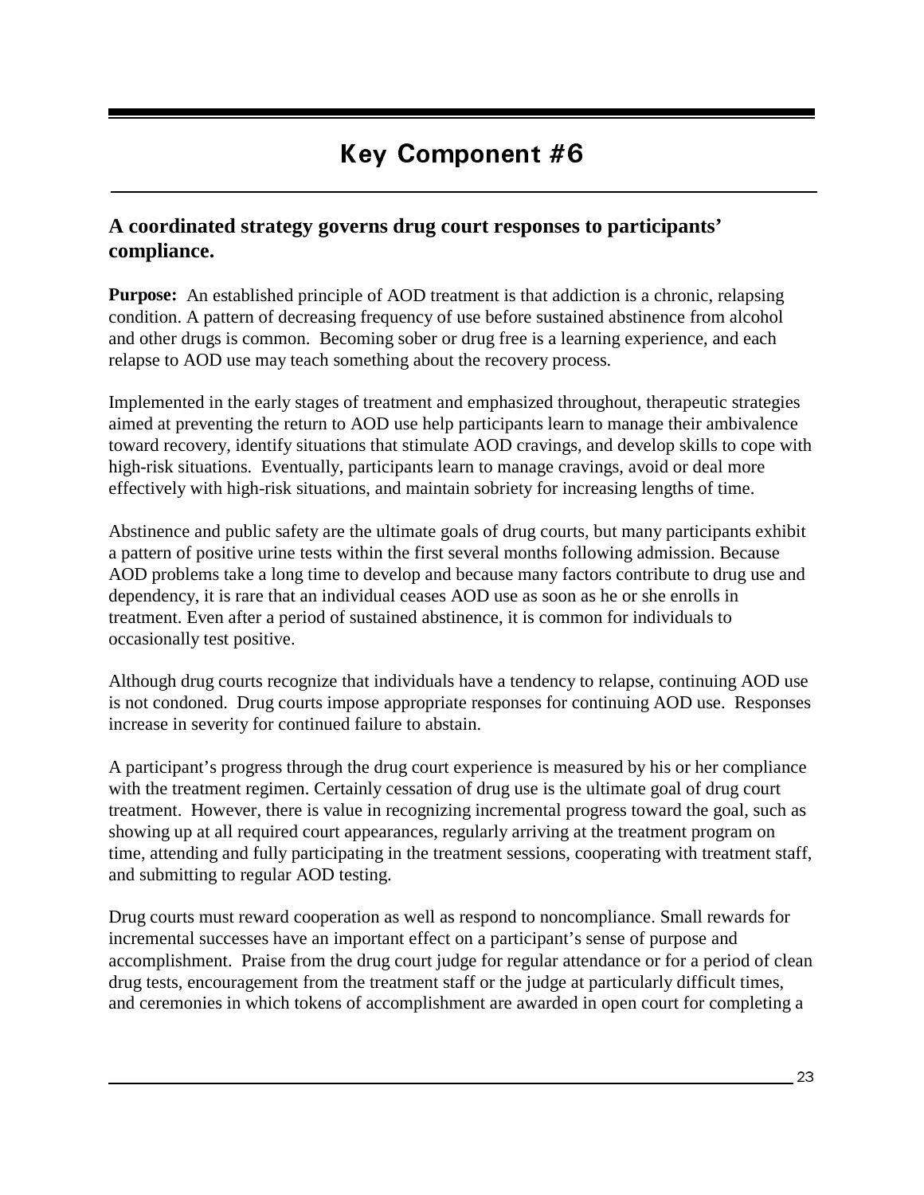# Key Component #6

## A coordinated strategy governs drug court responses to participants' compliance.

**Purpose:** An established principle of AOD treatment is that addiction is a chronic, relapsing condition. A pattern of decreasing frequency of use before sustained abstinence from alcohol and other drugs is common. Becoming sober or drug free is a learning experience, and each relapse to AOD use may teach something about the recovery process.

Implemented in the early stages of treatment and emphasized throughout, therapeutic strategies aimed at preventing the return to AOD use help participants learn to manage their ambivalence toward recovery, identify situations that stimulate AOD cravings, and develop skills to cope with high-risk situations. Eventually, participants learn to manage cravings, avoid or deal more effectively with high-risk situations, and maintain sobriety for increasing lengths of time.

Abstinence and public safety are the ultimate goals of drug courts, but many participants exhibit a pattern of positive urine tests within the first several months following admission. Because AOD problems take a long time to develop and because many factors contribute to drug use and dependency, it is rare that an individual ceases AOD use as soon as he or she enrolls in treatment. Even after a period of sustained abstinence, it is common for individuals to occasionally test positive.

Although drug courts recognize that individuals have a tendency to relapse, continuing AOD use is not condoned. Drug courts impose appropriate responses for continuing AOD use. Responses increase in severity for continued failure to abstain.

A participant's progress through the drug court experience is measured by his or her compliance with the treatment regimen. Certainly cessation of drug use is the ultimate goal of drug court treatment. However, there is value in recognizing incremental progress toward the goal, such as showing up at all required court appearances, regularly arriving at the treatment program on time, attending and fully participating in the treatment sessions, cooperating with treatment staff, and submitting to regular AOD testing.

Drug courts must reward cooperation as well as respond to noncompliance. Small rewards for incremental successes have an important effect on a participant's sense of purpose and accomplishment. Praise from the drug court judge for regular attendance or for a period of clean drug tests, encouragement from the treatment staff or the judge at particularly difficult times, and ceremonies in which tokens of accomplishment are awarded in open court for completing a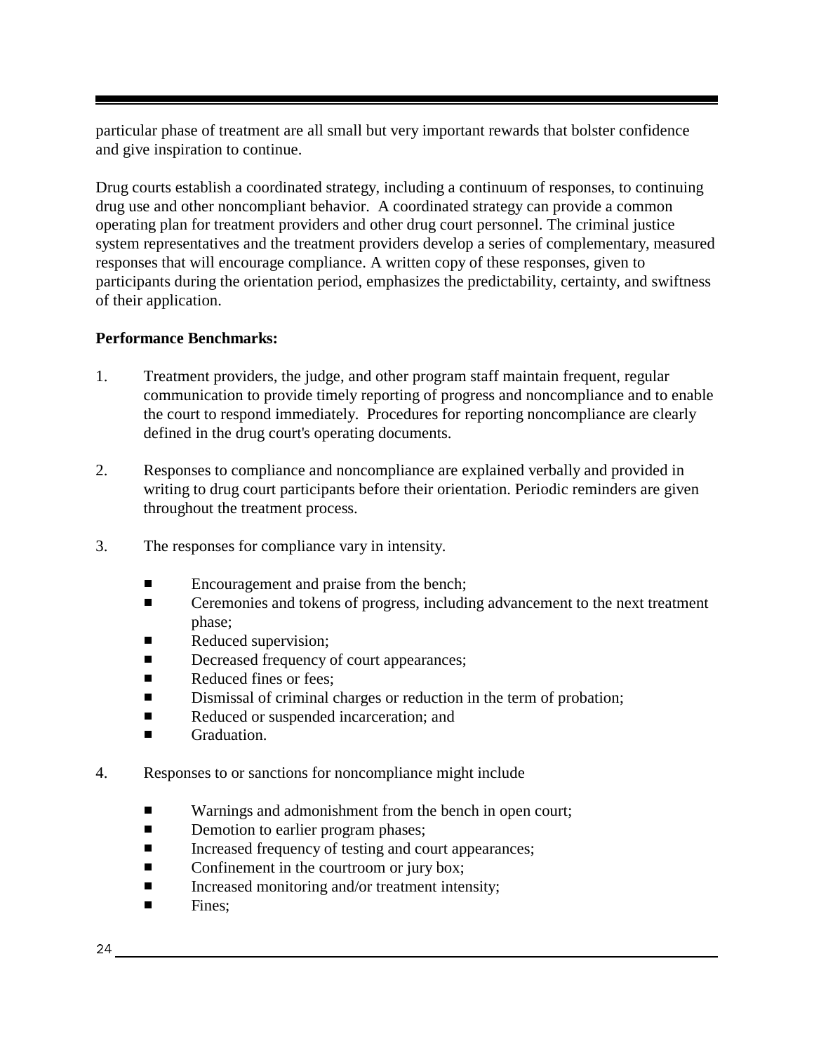particular phase of treatment are all small but very important rewards that bolster confidence and give inspiration to continue.

Drug courts establish a coordinated strategy, including a continuum of responses, to continuing drug use and other noncompliant behavior. A coordinated strategy can provide a common operating plan for treatment providers and other drug court personnel. The criminal justice system representatives and the treatment providers develop a series of complementary, measured responses that will encourage compliance. A written copy of these responses, given to participants during the orientation period, emphasizes the predictability, certainty, and swiftness of their application.

**Performance Benchmarks:**

1. Treatment providers, the judge, and other program staff maintain frequent, regular communication to provide timely reporting of progress and noncompliance and to enable the court to respond immediately. Procedures for reporting noncompliance are clearly defined in the drug court's operating documents.

2. Responses to compliance and noncompliance are explained verbally and provided in writing to drug court participants before their orientation. Periodic reminders are given throughout the treatment process.

3. The responses for compliance vary in intensity.

   - Encouragement and praise from the bench;
   - Ceremonies and tokens of progress, including advancement to the next treatment phase;
   - Reduced supervision;
   - Decreased frequency of court appearances;
   - Reduced fines or fees;
   - Dismissal of criminal charges or reduction in the term of probation;
   - Reduced or suspended incarceration; and
   - Graduation.

4. Responses to or sanctions for noncompliance might include

   - Warnings and admonishment from the bench in open court;
   - Demotion to earlier program phases;
   - Increased frequency of testing and court appearances;
   - Confinement in the courtroom or jury box;
   - Increased monitoring and/or treatment intensity;
   - Fines;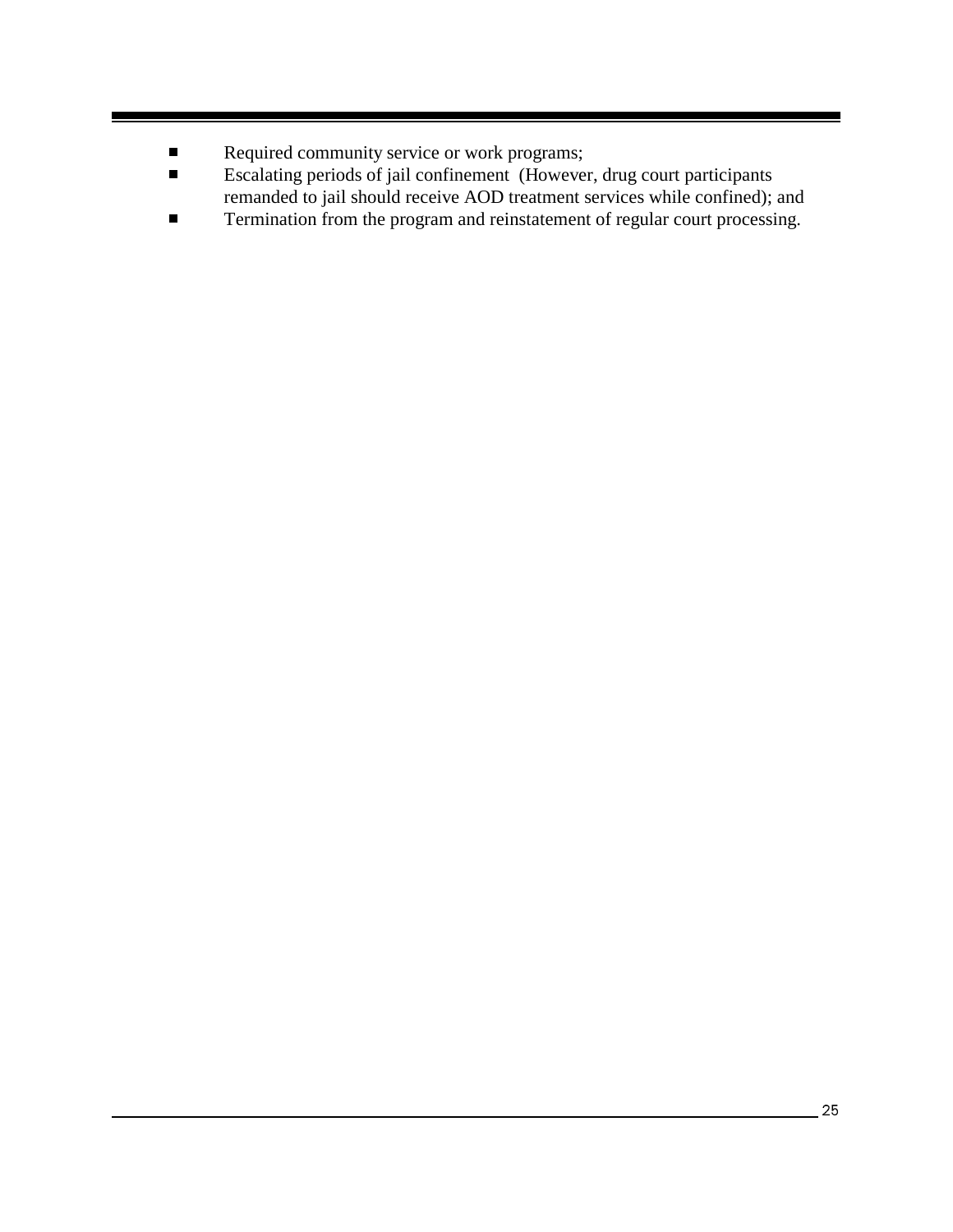- Required community service or work programs;
- Escalating periods of jail confinement (However, drug court participants remanded to jail should receive AOD treatment services while confined); and
- Termination from the program and reinstatement of regular court processing.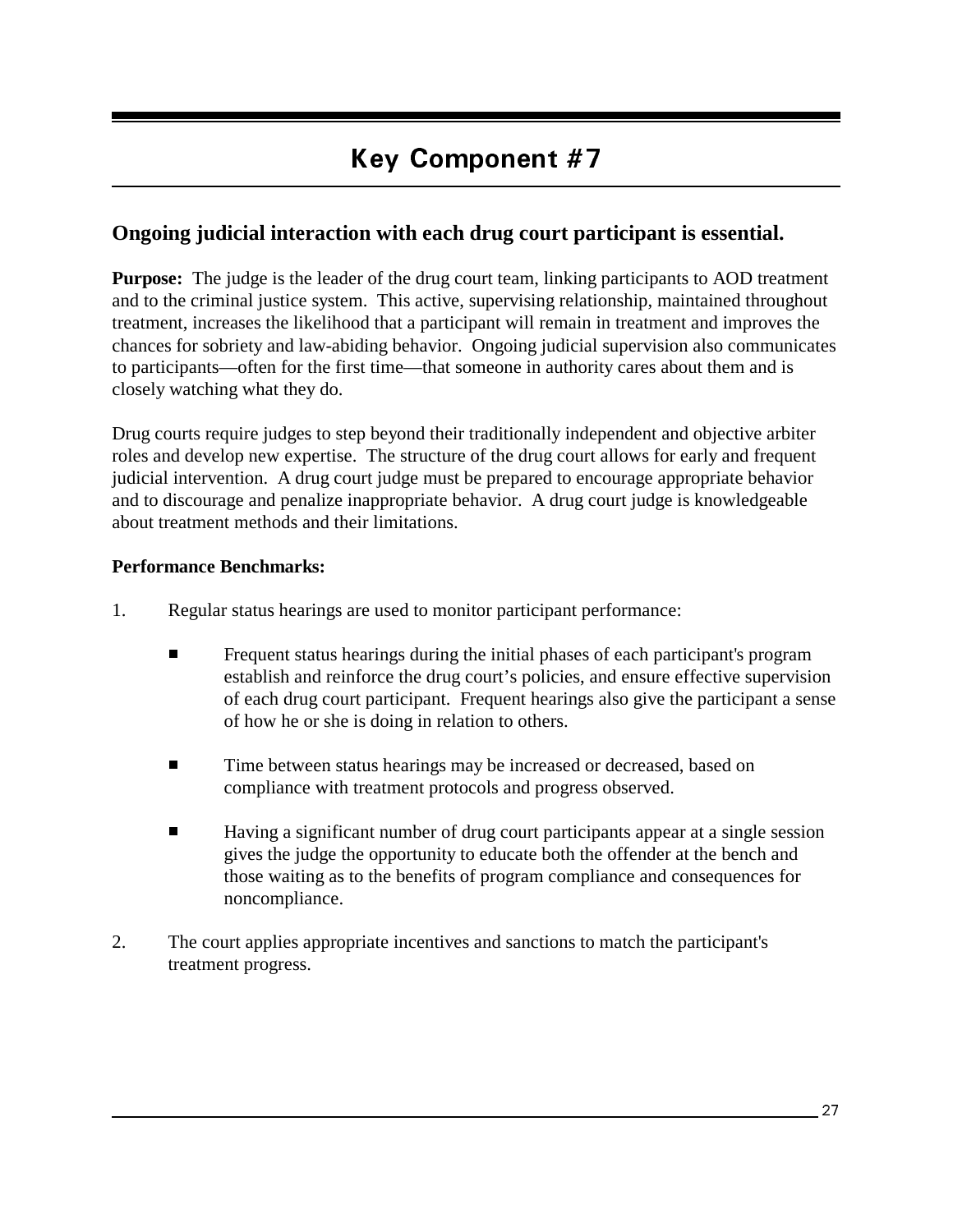# Key Component #7

## Ongoing judicial interaction with each drug court participant is essential.

**Purpose:** The judge is the leader of the drug court team, linking participants to AOD treatment and to the criminal justice system. This active, supervising relationship, maintained throughout treatment, increases the likelihood that a participant will remain in treatment and improves the chances for sobriety and law-abiding behavior. Ongoing judicial supervision also communicates to participants—often for the first time—that someone in authority cares about them and is closely watching what they do.

Drug courts require judges to step beyond their traditionally independent and objective arbiter roles and develop new expertise. The structure of the drug court allows for early and frequent judicial intervention. A drug court judge must be prepared to encourage appropriate behavior and to discourage and penalize inappropriate behavior. A drug court judge is knowledgeable about treatment methods and their limitations.

**Performance Benchmarks:**

1. Regular status hearings are used to monitor participant performance:

   - Frequent status hearings during the initial phases of each participant's program establish and reinforce the drug court's policies, and ensure effective supervision of each drug court participant. Frequent hearings also give the participant a sense of how he or she is doing in relation to others.

   - Time between status hearings may be increased or decreased, based on compliance with treatment protocols and progress observed.

   - Having a significant number of drug court participants appear at a single session gives the judge the opportunity to educate both the offender at the bench and those waiting as to the benefits of program compliance and consequences for noncompliance.

2. The court applies appropriate incentives and sanctions to match the participant's treatment progress.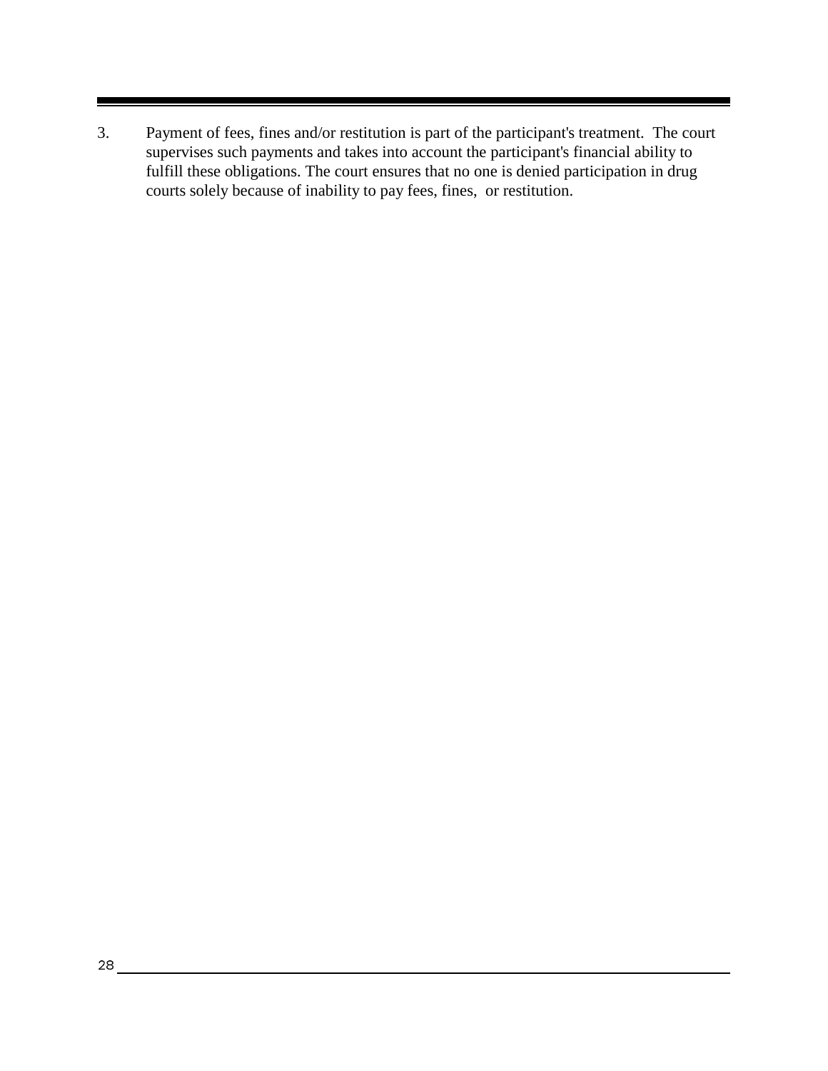3. Payment of fees, fines and/or restitution is part of the participant's treatment. The court supervises such payments and takes into account the participant's financial ability to fulfill these obligations. The court ensures that no one is denied participation in drug courts solely because of inability to pay fees, fines, or restitution.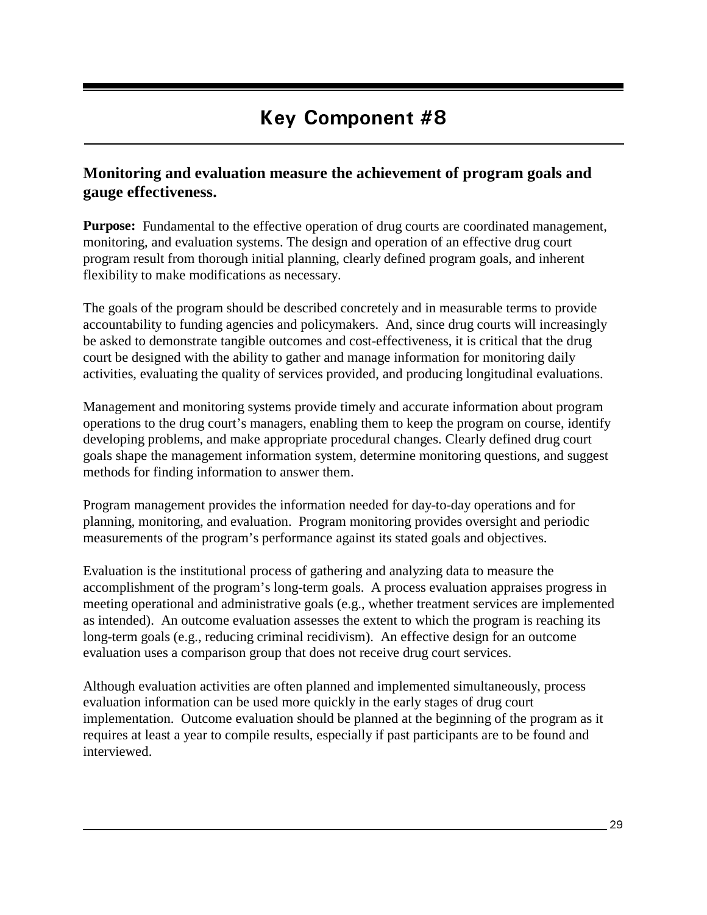# Key Component #8

## Monitoring and evaluation measure the achievement of program goals and gauge effectiveness.

**Purpose:** Fundamental to the effective operation of drug courts are coordinated management, monitoring, and evaluation systems. The design and operation of an effective drug court program result from thorough initial planning, clearly defined program goals, and inherent flexibility to make modifications as necessary.

The goals of the program should be described concretely and in measurable terms to provide accountability to funding agencies and policymakers. And, since drug courts will increasingly be asked to demonstrate tangible outcomes and cost-effectiveness, it is critical that the drug court be designed with the ability to gather and manage information for monitoring daily activities, evaluating the quality of services provided, and producing longitudinal evaluations.

Management and monitoring systems provide timely and accurate information about program operations to the drug court's managers, enabling them to keep the program on course, identify developing problems, and make appropriate procedural changes. Clearly defined drug court goals shape the management information system, determine monitoring questions, and suggest methods for finding information to answer them.

Program management provides the information needed for day-to-day operations and for planning, monitoring, and evaluation. Program monitoring provides oversight and periodic measurements of the program's performance against its stated goals and objectives.

Evaluation is the institutional process of gathering and analyzing data to measure the accomplishment of the program's long-term goals. A process evaluation appraises progress in meeting operational and administrative goals (e.g., whether treatment services are implemented as intended). An outcome evaluation assesses the extent to which the program is reaching its long-term goals (e.g., reducing criminal recidivism). An effective design for an outcome evaluation uses a comparison group that does not receive drug court services.

Although evaluation activities are often planned and implemented simultaneously, process evaluation information can be used more quickly in the early stages of drug court implementation. Outcome evaluation should be planned at the beginning of the program as it requires at least a year to compile results, especially if past participants are to be found and interviewed.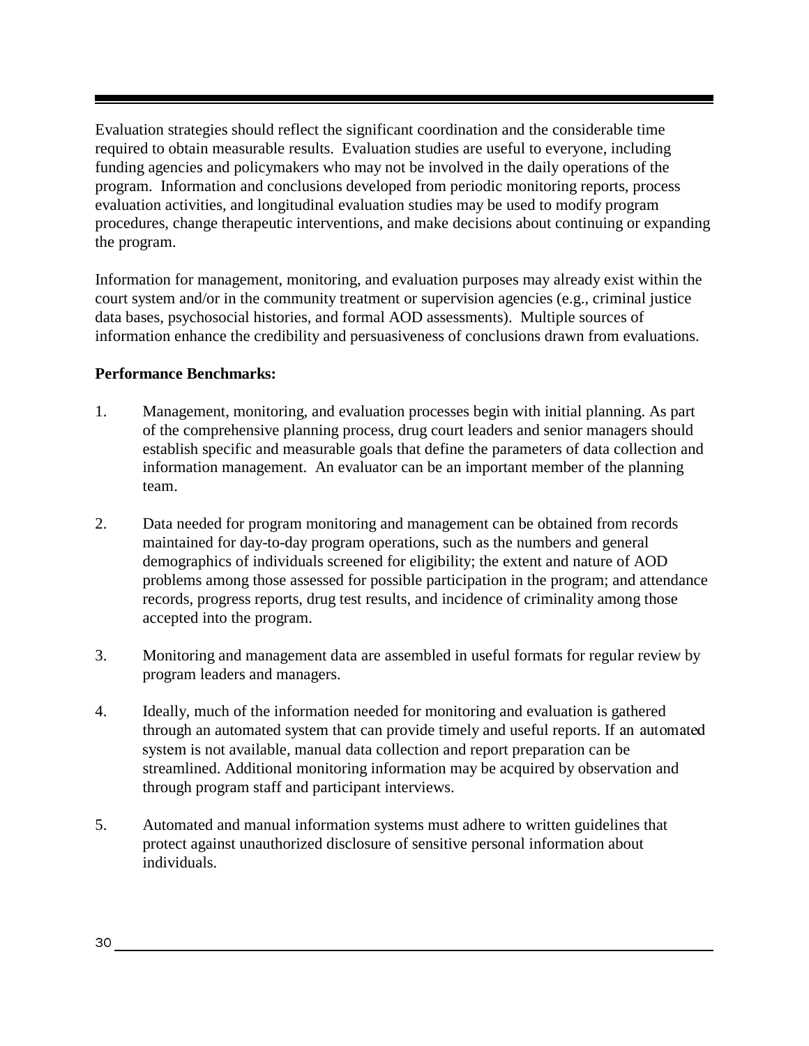Evaluation strategies should reflect the significant coordination and the considerable time required to obtain measurable results. Evaluation studies are useful to everyone, including funding agencies and policymakers who may not be involved in the daily operations of the program. Information and conclusions developed from periodic monitoring reports, process evaluation activities, and longitudinal evaluation studies may be used to modify program procedures, change therapeutic interventions, and make decisions about continuing or expanding the program.

Information for management, monitoring, and evaluation purposes may already exist within the court system and/or in the community treatment or supervision agencies (e.g., criminal justice data bases, psychosocial histories, and formal AOD assessments). Multiple sources of information enhance the credibility and persuasiveness of conclusions drawn from evaluations.

**Performance Benchmarks:**

1. Management, monitoring, and evaluation processes begin with initial planning. As part of the comprehensive planning process, drug court leaders and senior managers should establish specific and measurable goals that define the parameters of data collection and information management. An evaluator can be an important member of the planning team.

2. Data needed for program monitoring and management can be obtained from records maintained for day-to-day program operations, such as the numbers and general demographics of individuals screened for eligibility; the extent and nature of AOD problems among those assessed for possible participation in the program; and attendance records, progress reports, drug test results, and incidence of criminality among those accepted into the program.

3. Monitoring and management data are assembled in useful formats for regular review by program leaders and managers.

4. Ideally, much of the information needed for monitoring and evaluation is gathered through an automated system that can provide timely and useful reports. If an automated system is not available, manual data collection and report preparation can be streamlined. Additional monitoring information may be acquired by observation and through program staff and participant interviews.

5. Automated and manual information systems must adhere to written guidelines that protect against unauthorized disclosure of sensitive personal information about individuals.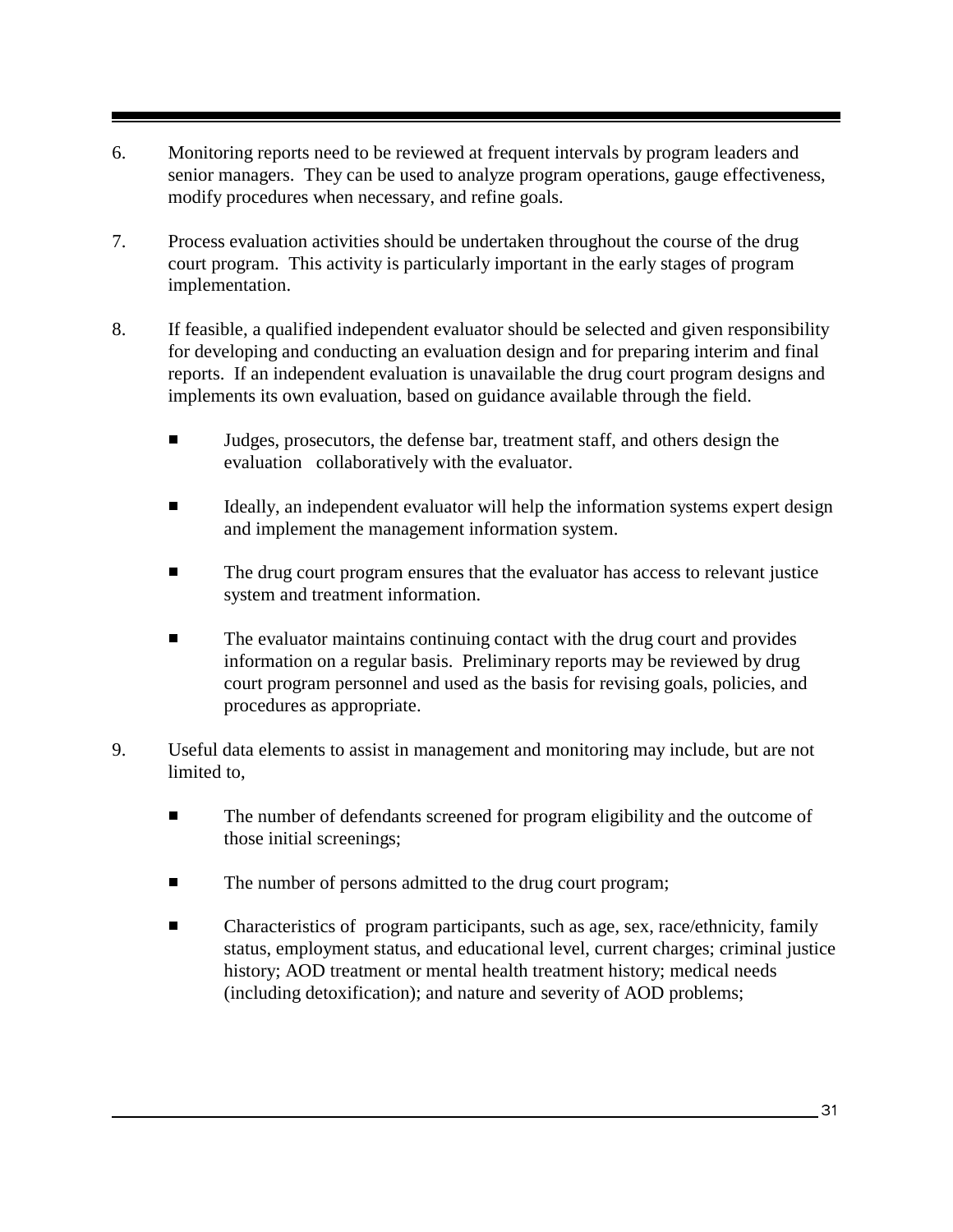6. Monitoring reports need to be reviewed at frequent intervals by program leaders and senior managers. They can be used to analyze program operations, gauge effectiveness, modify procedures when necessary, and refine goals.

7. Process evaluation activities should be undertaken throughout the course of the drug court program. This activity is particularly important in the early stages of program implementation.

8. If feasible, a qualified independent evaluator should be selected and given responsibility for developing and conducting an evaluation design and for preparing interim and final reports. If an independent evaluation is unavailable the drug court program designs and implements its own evaluation, based on guidance available through the field.

   - Judges, prosecutors, the defense bar, treatment staff, and others design the evaluation collaboratively with the evaluator.

   - Ideally, an independent evaluator will help the information systems expert design and implement the management information system.

   - The drug court program ensures that the evaluator has access to relevant justice system and treatment information.

   - The evaluator maintains continuing contact with the drug court and provides information on a regular basis. Preliminary reports may be reviewed by drug court program personnel and used as the basis for revising goals, policies, and procedures as appropriate.

9. Useful data elements to assist in management and monitoring may include, but are not limited to,

   - The number of defendants screened for program eligibility and the outcome of those initial screenings;

   - The number of persons admitted to the drug court program;

   - Characteristics of program participants, such as age, sex, race/ethnicity, family status, employment status, and educational level, current charges; criminal justice history; AOD treatment or mental health treatment history; medical needs (including detoxification); and nature and severity of AOD problems;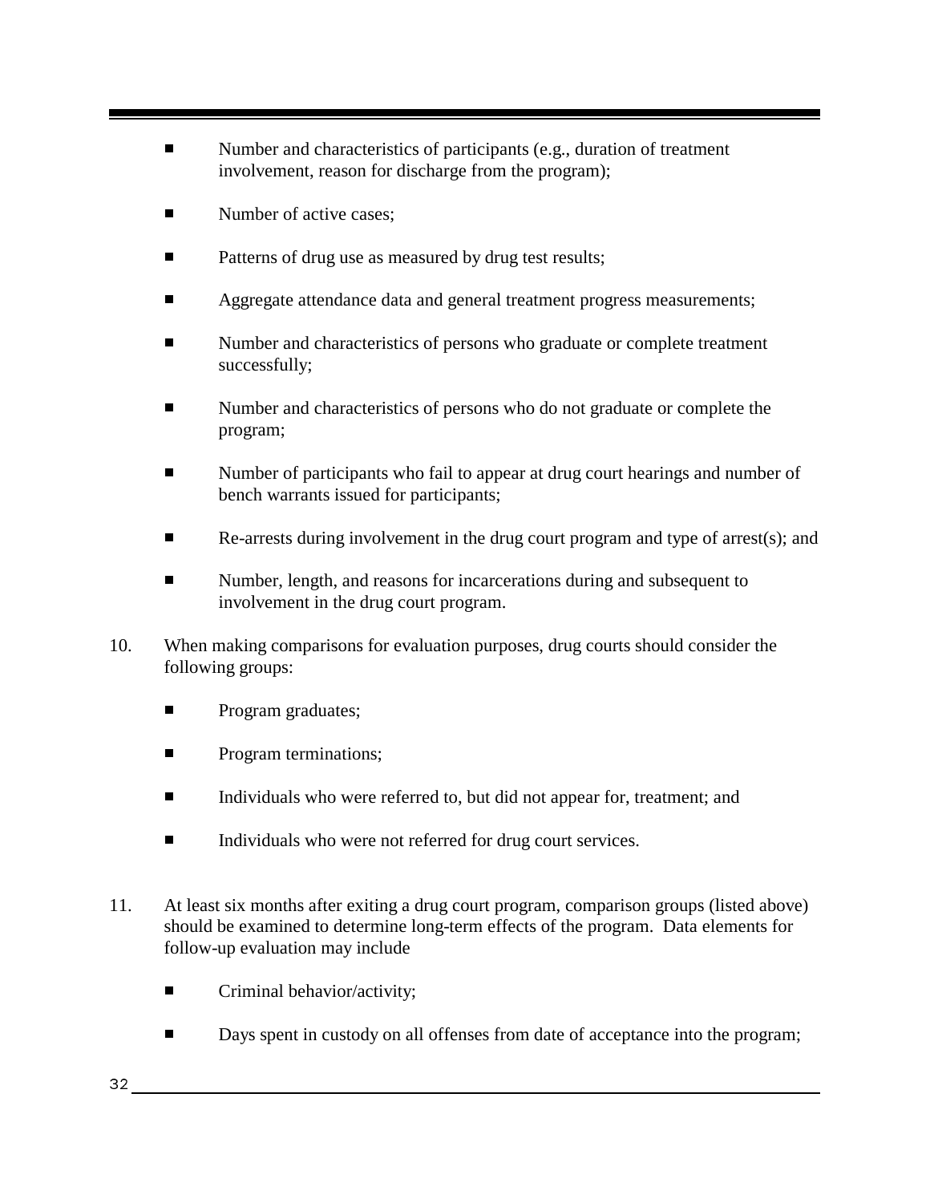- Number and characteristics of participants (e.g., duration of treatment involvement, reason for discharge from the program);
- Number of active cases;
- Patterns of drug use as measured by drug test results;
- Aggregate attendance data and general treatment progress measurements;
- Number and characteristics of persons who graduate or complete treatment successfully;
- Number and characteristics of persons who do not graduate or complete the program;
- Number of participants who fail to appear at drug court hearings and number of bench warrants issued for participants;
- Re-arrests during involvement in the drug court program and type of arrest(s); and
- Number, length, and reasons for incarcerations during and subsequent to involvement in the drug court program.

10. When making comparisons for evaluation purposes, drug courts should consider the following groups:

    - Program graduates;
    - Program terminations;
    - Individuals who were referred to, but did not appear for, treatment; and
    - Individuals who were not referred for drug court services.

11. At least six months after exiting a drug court program, comparison groups (listed above) should be examined to determine long-term effects of the program. Data elements for follow-up evaluation may include

    - Criminal behavior/activity;
    - Days spent in custody on all offenses from date of acceptance into the program;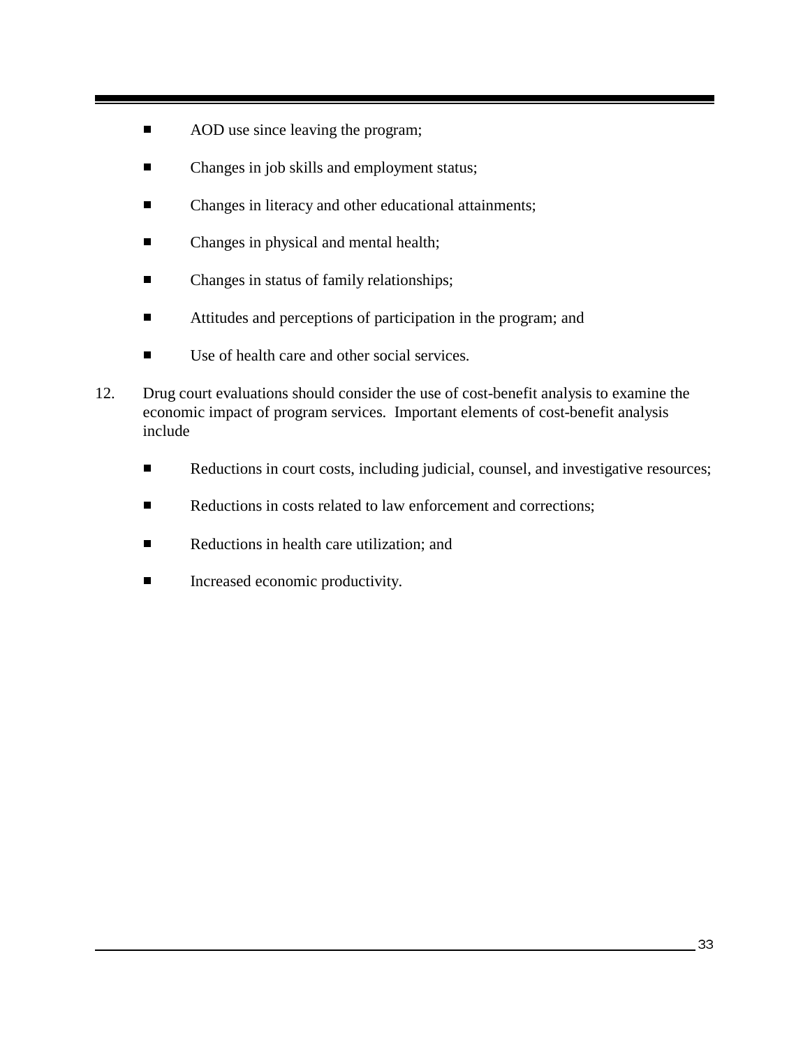- AOD use since leaving the program;
- Changes in job skills and employment status;
- Changes in literacy and other educational attainments;
- Changes in physical and mental health;
- Changes in status of family relationships;
- Attitudes and perceptions of participation in the program; and
- Use of health care and other social services.

12. Drug court evaluations should consider the use of cost-benefit analysis to examine the economic impact of program services. Important elements of cost-benefit analysis include

    - Reductions in court costs, including judicial, counsel, and investigative resources;
    - Reductions in costs related to law enforcement and corrections;
    - Reductions in health care utilization; and
    - Increased economic productivity.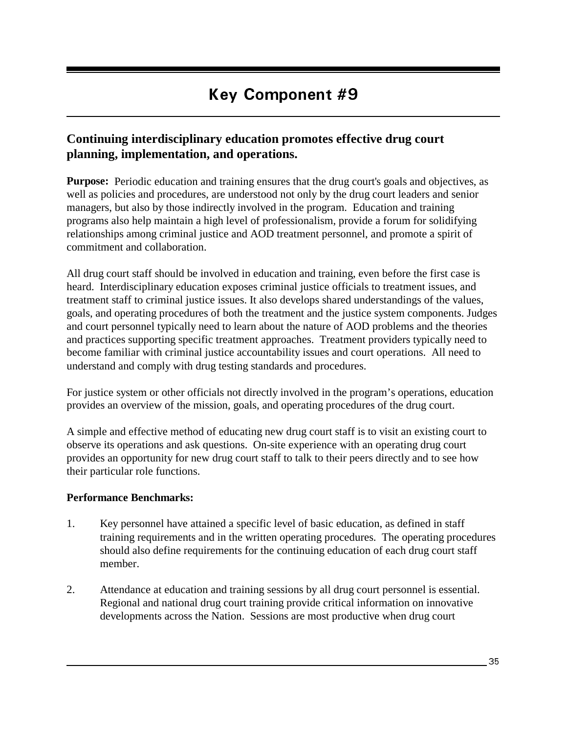# Key Component #9

## Continuing interdisciplinary education promotes effective drug court planning, implementation, and operations.

**Purpose:** Periodic education and training ensures that the drug court's goals and objectives, as well as policies and procedures, are understood not only by the drug court leaders and senior managers, but also by those indirectly involved in the program. Education and training programs also help maintain a high level of professionalism, provide a forum for solidifying relationships among criminal justice and AOD treatment personnel, and promote a spirit of commitment and collaboration.

All drug court staff should be involved in education and training, even before the first case is heard. Interdisciplinary education exposes criminal justice officials to treatment issues, and treatment staff to criminal justice issues. It also develops shared understandings of the values, goals, and operating procedures of both the treatment and the justice system components. Judges and court personnel typically need to learn about the nature of AOD problems and the theories and practices supporting specific treatment approaches. Treatment providers typically need to become familiar with criminal justice accountability issues and court operations. All need to understand and comply with drug testing standards and procedures.

For justice system or other officials not directly involved in the program's operations, education provides an overview of the mission, goals, and operating procedures of the drug court.

A simple and effective method of educating new drug court staff is to visit an existing court to observe its operations and ask questions. On-site experience with an operating drug court provides an opportunity for new drug court staff to talk to their peers directly and to see how their particular role functions.

**Performance Benchmarks:**

1. Key personnel have attained a specific level of basic education, as defined in staff training requirements and in the written operating procedures. The operating procedures should also define requirements for the continuing education of each drug court staff member.

2. Attendance at education and training sessions by all drug court personnel is essential. Regional and national drug court training provide critical information on innovative developments across the Nation. Sessions are most productive when drug court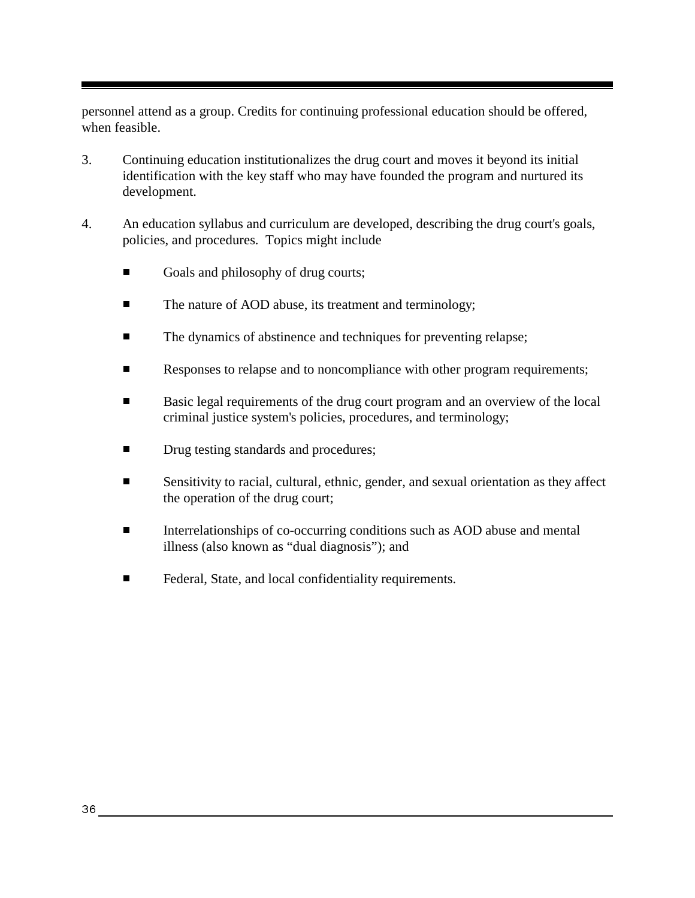personnel attend as a group. Credits for continuing professional education should be offered, when feasible.

3. Continuing education institutionalizes the drug court and moves it beyond its initial identification with the key staff who may have founded the program and nurtured its development.

4. An education syllabus and curriculum are developed, describing the drug court's goals, policies, and procedures. Topics might include

   - Goals and philosophy of drug courts;
   - The nature of AOD abuse, its treatment and terminology;
   - The dynamics of abstinence and techniques for preventing relapse;
   - Responses to relapse and to noncompliance with other program requirements;
   - Basic legal requirements of the drug court program and an overview of the local criminal justice system's policies, procedures, and terminology;
   - Drug testing standards and procedures;
   - Sensitivity to racial, cultural, ethnic, gender, and sexual orientation as they affect the operation of the drug court;
   - Interrelationships of co-occurring conditions such as AOD abuse and mental illness (also known as "dual diagnosis"); and
   - Federal, State, and local confidentiality requirements.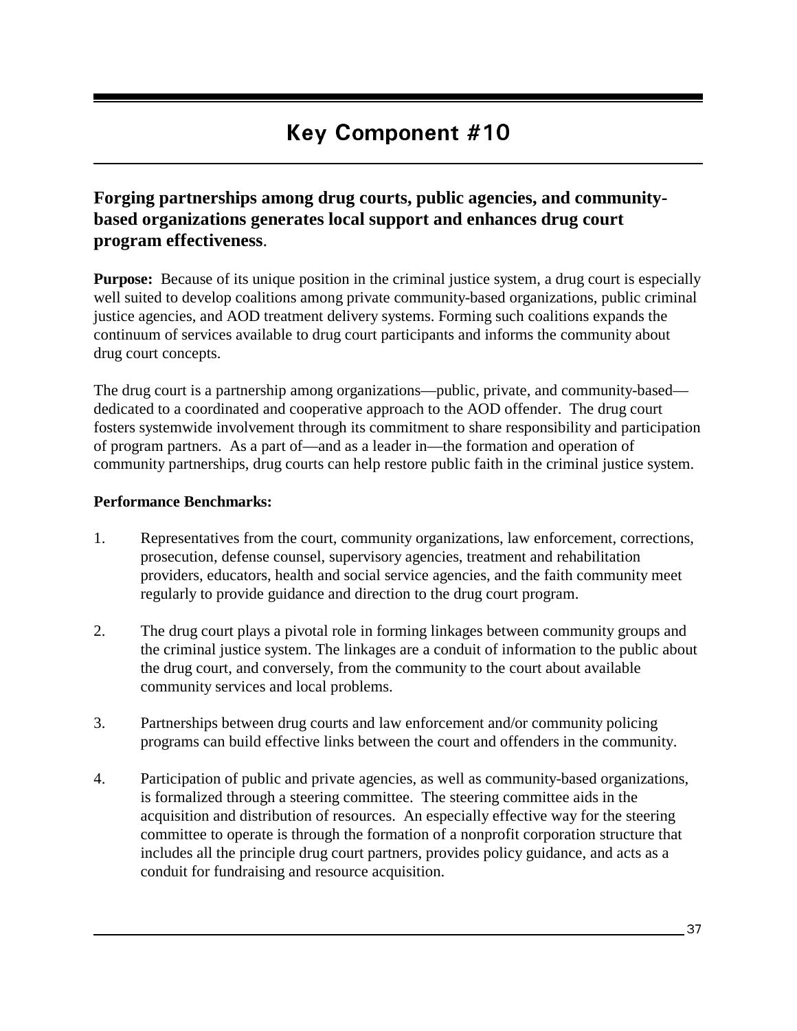# Key Component #10

## Forging partnerships among drug courts, public agencies, and community-based organizations generates local support and enhances drug court program effectiveness.

**Purpose:** Because of its unique position in the criminal justice system, a drug court is especially well suited to develop coalitions among private community-based organizations, public criminal justice agencies, and AOD treatment delivery systems. Forming such coalitions expands the continuum of services available to drug court participants and informs the community about drug court concepts.

The drug court is a partnership among organizations—public, private, and community-based—dedicated to a coordinated and cooperative approach to the AOD offender. The drug court fosters systemwide involvement through its commitment to share responsibility and participation of program partners. As a part of—and as a leader in—the formation and operation of community partnerships, drug courts can help restore public faith in the criminal justice system.

**Performance Benchmarks:**

1. Representatives from the court, community organizations, law enforcement, corrections, prosecution, defense counsel, supervisory agencies, treatment and rehabilitation providers, educators, health and social service agencies, and the faith community meet regularly to provide guidance and direction to the drug court program.

2. The drug court plays a pivotal role in forming linkages between community groups and the criminal justice system. The linkages are a conduit of information to the public about the drug court, and conversely, from the community to the court about available community services and local problems.

3. Partnerships between drug courts and law enforcement and/or community policing programs can build effective links between the court and offenders in the community.

4. Participation of public and private agencies, as well as community-based organizations, is formalized through a steering committee. The steering committee aids in the acquisition and distribution of resources. An especially effective way for the steering committee to operate is through the formation of a nonprofit corporation structure that includes all the principle drug court partners, provides policy guidance, and acts as a conduit for fundraising and resource acquisition.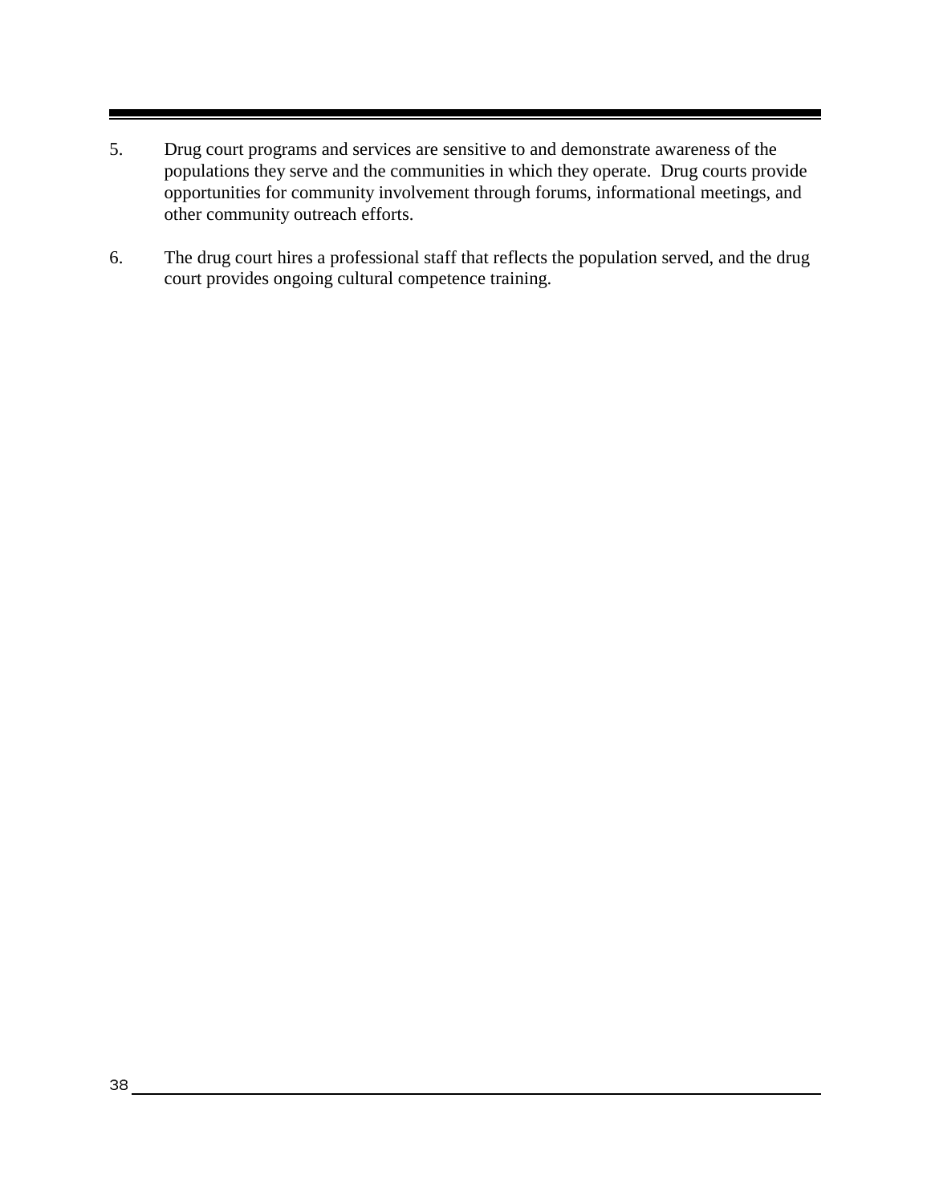5. Drug court programs and services are sensitive to and demonstrate awareness of the populations they serve and the communities in which they operate. Drug courts provide opportunities for community involvement through forums, informational meetings, and other community outreach efforts.

6. The drug court hires a professional staff that reflects the population served, and the drug court provides ongoing cultural competence training.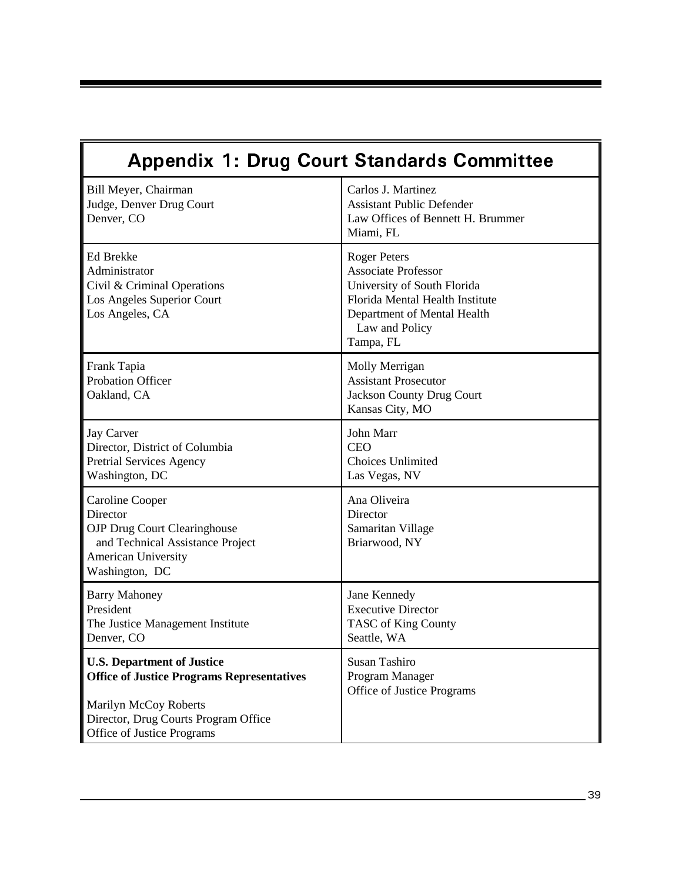# Appendix 1: Drug Court Standards Committee

| | |
|---|---|
| Bill Meyer, Chairman<br>Judge, Denver Drug Court<br>Denver, CO | Carlos J. Martinez<br>Assistant Public Defender<br>Law Offices of Bennett H. Brummer<br>Miami, FL |
| Ed Brekke<br>Administrator<br>Civil & Criminal Operations<br>Los Angeles Superior Court<br>Los Angeles, CA | Roger Peters<br>Associate Professor<br>University of South Florida<br>Florida Mental Health Institute<br>Department of Mental Health Law and Policy<br>Tampa, FL |
| Frank Tapia<br>Probation Officer<br>Oakland, CA | Molly Merrigan<br>Assistant Prosecutor<br>Jackson County Drug Court<br>Kansas City, MO |
| Jay Carver<br>Director, District of Columbia<br>Pretrial Services Agency<br>Washington, DC | John Marr<br>CEO<br>Choices Unlimited<br>Las Vegas, NV |
| Caroline Cooper<br>Director<br>OJP Drug Court Clearinghouse and Technical Assistance Project<br>American University<br>Washington, DC | Ana Oliveira<br>Director<br>Samaritan Village<br>Briarwood, NY |
| Barry Mahoney<br>President<br>The Justice Management Institute<br>Denver, CO | Jane Kennedy<br>Executive Director<br>TASC of King County<br>Seattle, WA |
| **U.S. Department of Justice**<br>**Office of Justice Programs Representatives**<br><br>Marilyn McCoy Roberts<br>Director, Drug Courts Program Office<br>Office of Justice Programs | Susan Tashiro<br>Program Manager<br>Office of Justice Programs |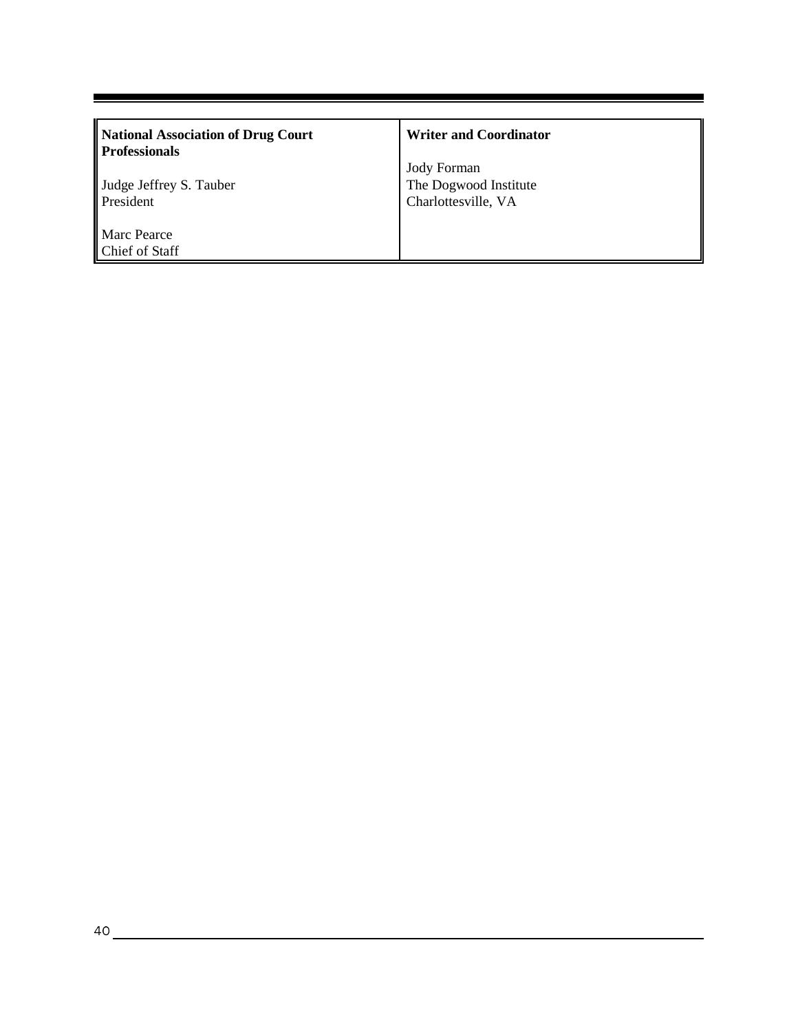| **National Association of Drug Court Professionals** | **Writer and Coordinator** |
| --- | --- |
| Judge Jeffrey S. Tauber<br>President<br><br>Marc Pearce<br>Chief of Staff | Jody Forman<br>The Dogwood Institute<br>Charlottesville, VA |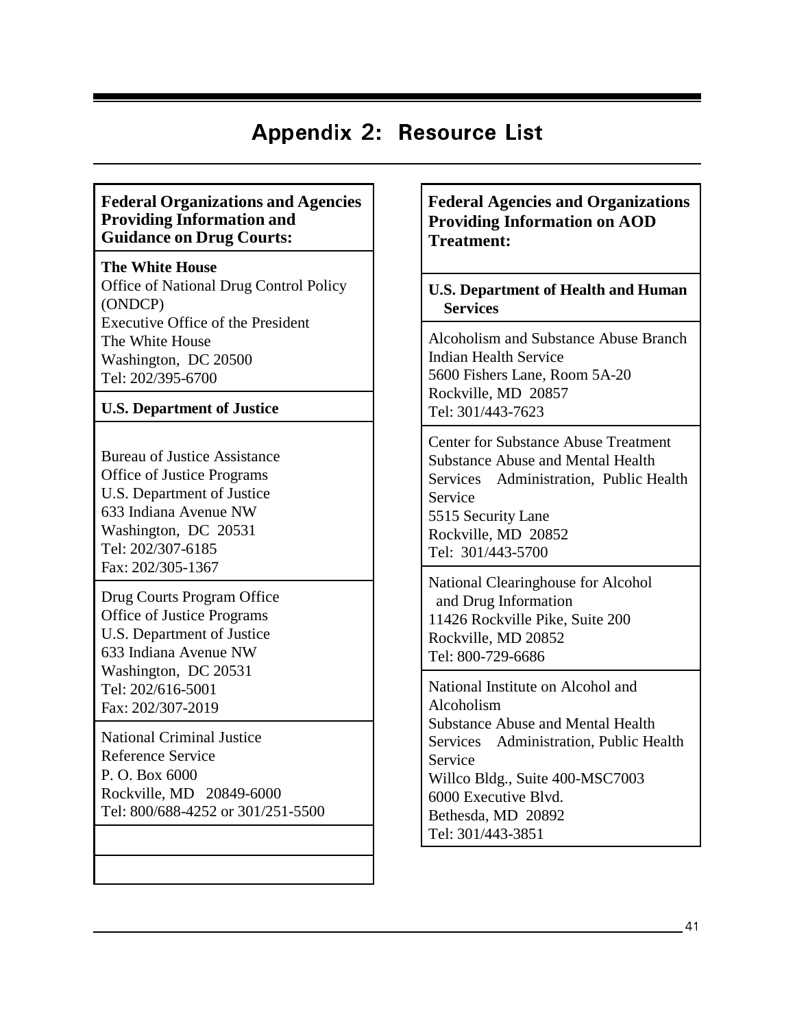# Appendix 2: Resource List

### Federal Organizations and Agencies Providing Information and Guidance on Drug Courts:

**The White House**

Office of National Drug Control Policy (ONDCP)
Executive Office of the President
The White House
Washington, DC 20500
Tel: 202/395-6700

**U.S. Department of Justice**

Bureau of Justice Assistance
Office of Justice Programs
U.S. Department of Justice
633 Indiana Avenue NW
Washington, DC 20531
Tel: 202/307-6185
Fax: 202/305-1367

Drug Courts Program Office
Office of Justice Programs
U.S. Department of Justice
633 Indiana Avenue NW
Washington, DC 20531
Tel: 202/616-5001
Fax: 202/307-2019

National Criminal Justice Reference Service
P. O. Box 6000
Rockville, MD 20849-6000
Tel: 800/688-4252 or 301/251-5500

### Federal Agencies and Organizations Providing Information on AOD Treatment:

**U.S. Department of Health and Human Services**

Alcoholism and Substance Abuse Branch
Indian Health Service
5600 Fishers Lane, Room 5A-20
Rockville, MD 20857
Tel: 301/443-7623

Center for Substance Abuse Treatment
Substance Abuse and Mental Health Services Administration, Public Health Service
5515 Security Lane
Rockville, MD 20852
Tel: 301/443-5700

National Clearinghouse for Alcohol and Drug Information
11426 Rockville Pike, Suite 200
Rockville, MD 20852
Tel: 800-729-6686

National Institute on Alcohol and Alcoholism
Substance Abuse and Mental Health Services Administration, Public Health Service
Willco Bldg., Suite 400-MSC7003
6000 Executive Blvd.
Bethesda, MD 20892
Tel: 301/443-3851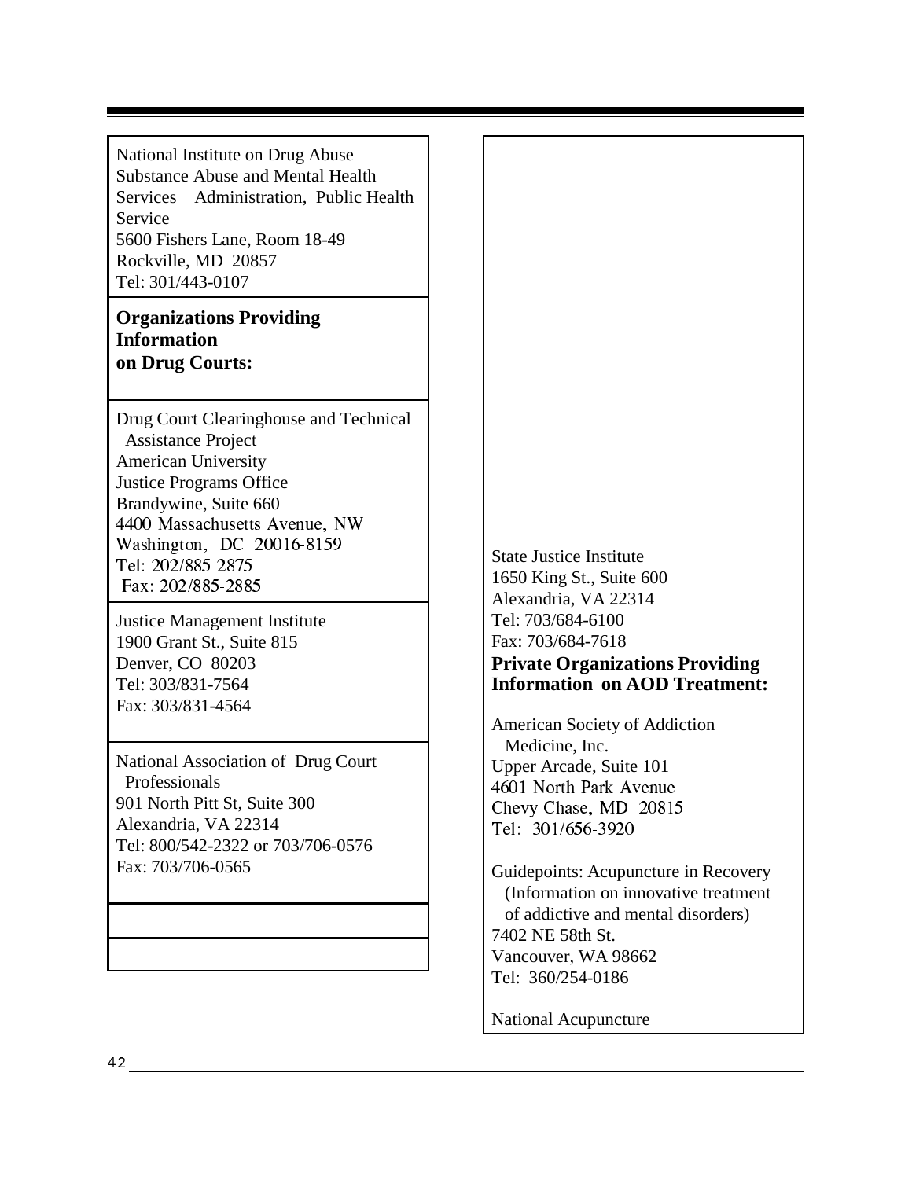National Institute on Drug Abuse
Substance Abuse and Mental Health Services Administration, Public Health Service
5600 Fishers Lane, Room 18-49
Rockville, MD 20857
Tel: 301/443-0107

## Organizations Providing Information on Drug Courts:

Drug Court Clearinghouse and Technical Assistance Project
American University
Justice Programs Office
Brandywine, Suite 660
4400 Massachusetts Avenue, NW
Washington, DC 20016-8159
Tel: 202/885-2875
Fax: 202/885-2885

Justice Management Institute
1900 Grant St., Suite 815
Denver, CO 80203
Tel: 303/831-7564
Fax: 303/831-4564

National Association of Drug Court Professionals
901 North Pitt St, Suite 300
Alexandria, VA 22314
Tel: 800/542-2322 or 703/706-0576
Fax: 703/706-0565

State Justice Institute
1650 King St., Suite 600
Alexandria, VA 22314
Tel: 703/684-6100
Fax: 703/684-7618

## Private Organizations Providing Information on AOD Treatment:

American Society of Addiction Medicine, Inc.
Upper Arcade, Suite 101
4601 North Park Avenue
Chevy Chase, MD 20815
Tel: 301/656-3920

Guidepoints: Acupuncture in Recovery (Information on innovative treatment of addictive and mental disorders)
7402 NE 58th St.
Vancouver, WA 98662
Tel: 360/254-0186

National Acupuncture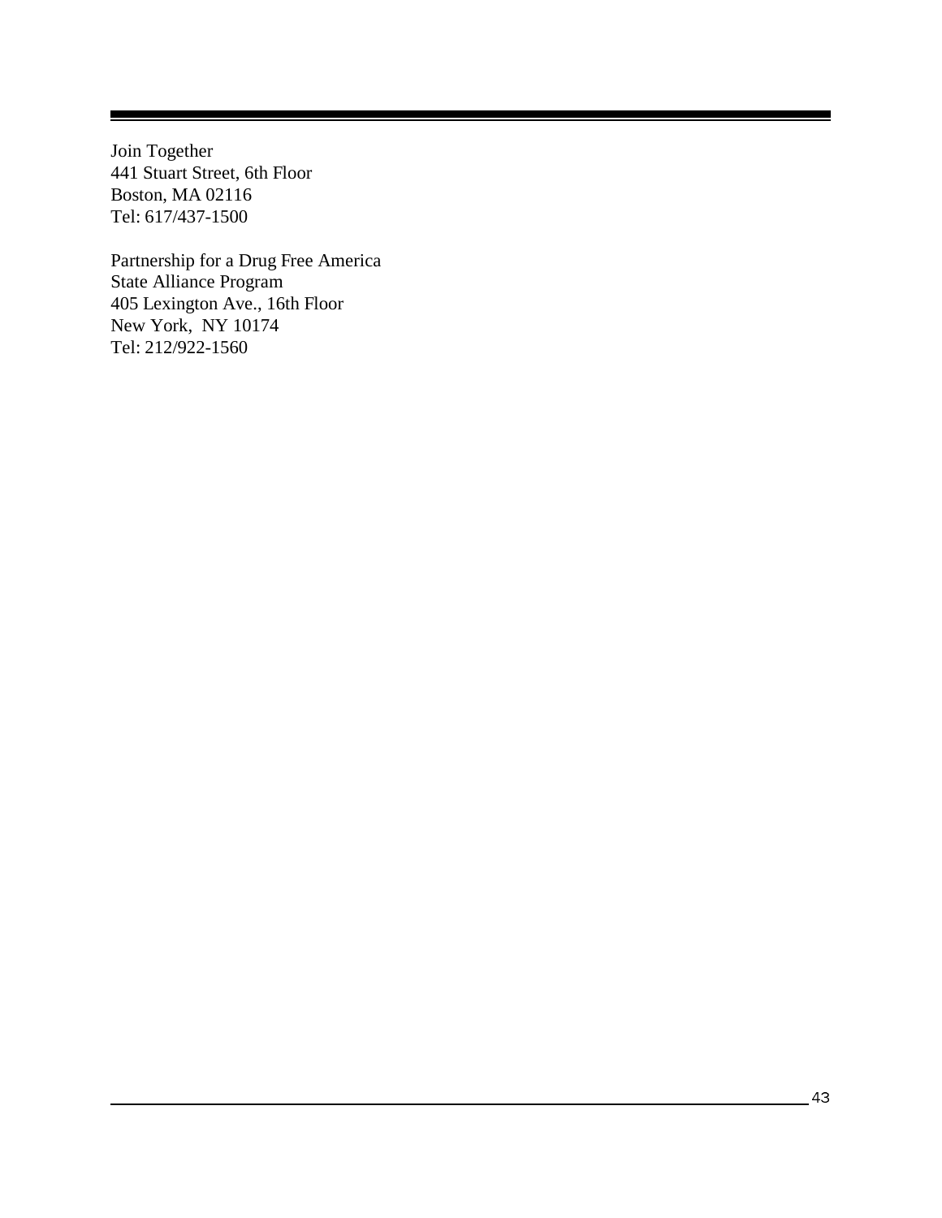Join Together  
441 Stuart Street, 6th Floor  
Boston, MA 02116  
Tel: 617/437-1500

Partnership for a Drug Free America  
State Alliance Program  
405 Lexington Ave., 16th Floor  
New York, NY 10174  
Tel: 212/922-1560